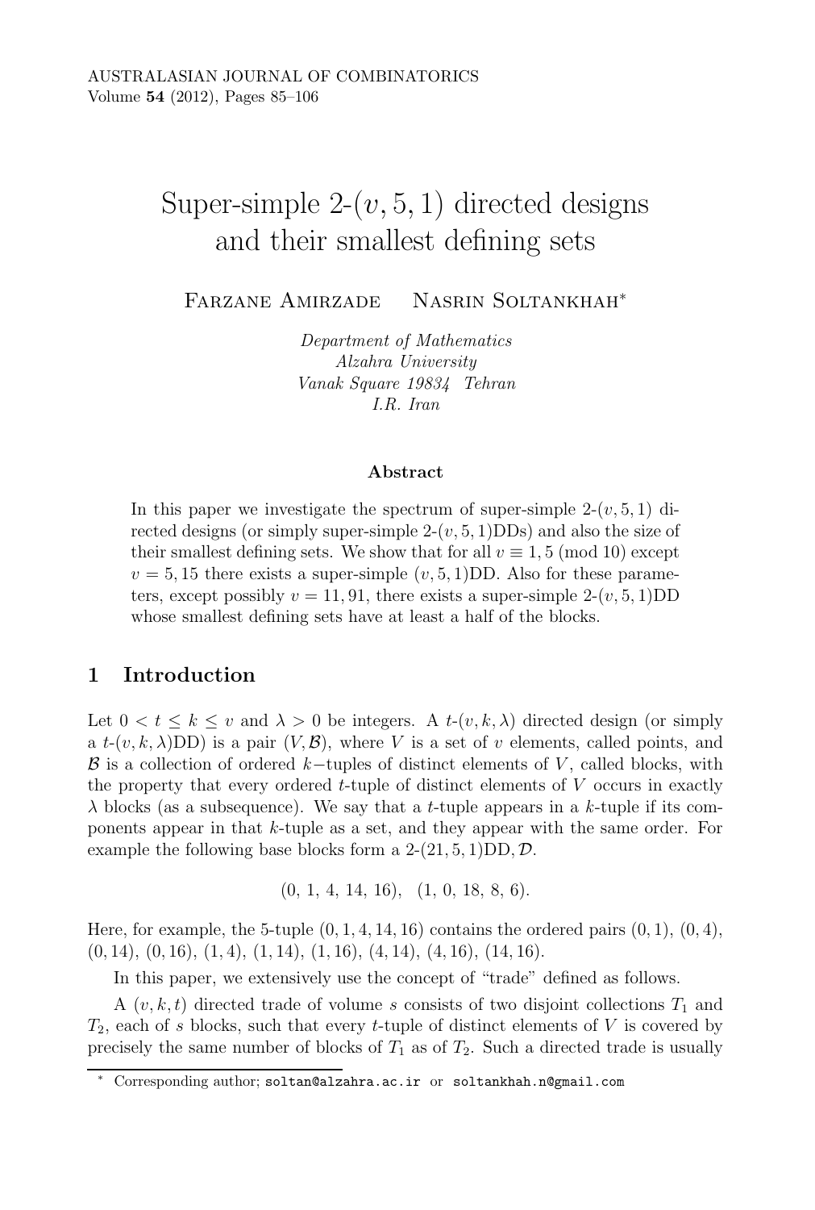# Super-simple 2-$(v, 5, 1)$ directed designs and their smallest defining sets

Farzane Amirzade     Nasrin Soltankhah*

*Department of Mathematics*
*Alzahra University*
*Vanak Square 19834 Tehran*
*I.R. Iran*

### Abstract

In this paper we investigate the spectrum of super-simple 2-$(v, 5, 1)$ directed designs (or simply super-simple 2-$(v, 5, 1)$DDs) and also the size of their smallest defining sets. We show that for all $v \equiv 1, 5 \pmod{10}$ except $v = 5, 15$ there exists a super-simple $(v, 5, 1)$DD. Also for these parameters, except possibly $v = 11, 91$, there exists a super-simple 2-$(v, 5, 1)$DD whose smallest defining sets have at least a half of the blocks.

## 1 Introduction

Let $0 < t \leq k \leq v$ and $\lambda > 0$ be integers. A *$t$-$(v, k, \lambda)$ directed design* (or simply a $t$-$(v, k, \lambda)$DD) is a pair $(V, \mathcal{B})$, where $V$ is a set of $v$ elements, called points, and $\mathcal{B}$ is a collection of ordered $k-$tuples of distinct elements of $V$, called blocks, with the property that every ordered $t$-tuple of distinct elements of $V$ occurs in exactly $\lambda$ blocks (as a subsequence). We say that a $t$-tuple appears in a $k$-tuple if its components appear in that $k$-tuple as a set, and they appear with the same order. For example the following base blocks form a 2-$(21, 5, 1)$DD, $\mathcal{D}$.

$$(0,\ 1,\ 4,\ 14,\ 16),\quad (1,\ 0,\ 18,\ 8,\ 6).$$

Here, for example, the 5-tuple $(0, 1, 4, 14, 16)$ contains the ordered pairs $(0, 1)$, $(0, 4)$, $(0, 14)$, $(0, 16)$, $(1, 4)$, $(1, 14)$, $(1, 16)$, $(4, 14)$, $(4, 16)$, $(14, 16)$.

In this paper, we extensively use the concept of "trade" defined as follows.

A $(v, k, t)$ *directed trade of volume* $s$ consists of two disjoint collections $T_1$ and $T_2$, each of $s$ blocks, such that every $t$-tuple of distinct elements of $V$ is covered by precisely the same number of blocks of $T_1$ as of $T_2$. Such a directed trade is usually

---

\* Corresponding author; soltan@alzahra.ac.ir or soltankhah.n@gmail.com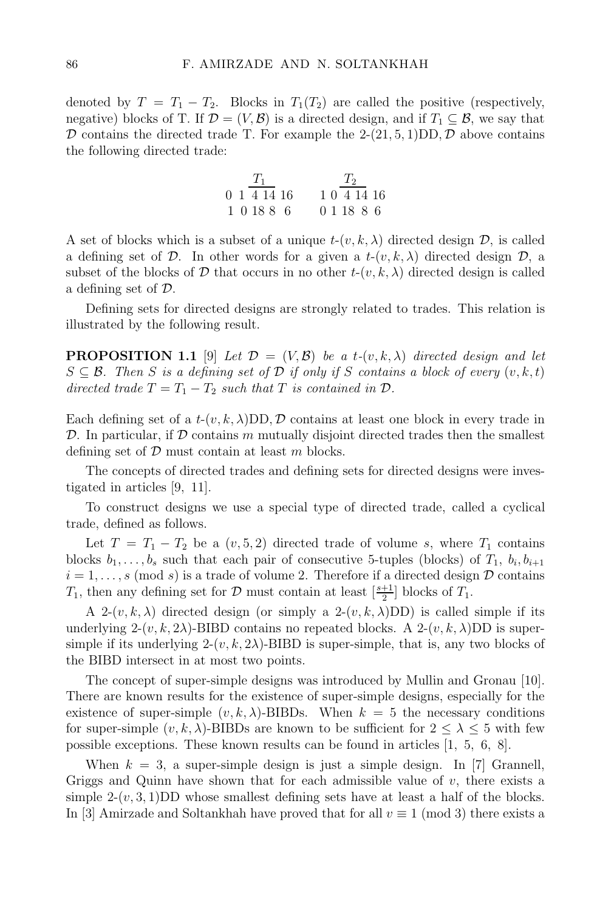denoted by $T = T_1 - T_2$. Blocks in $T_1(T_2)$ are called the positive (respectively, negative) blocks of T. If $\mathcal{D} = (V, \mathcal{B})$ is a directed design, and if $T_1 \subseteq \mathcal{B}$, we say that $\mathcal{D}$ contains the directed trade T. For example the 2-$(21, 5, 1)$DD, $\mathcal{D}$ above contains the following directed trade:

| $T_1$ | $T_2$ |
|---|---|
| 0 1 4 14 16 | 1 0 4 14 16 |
| 1 0 18 8 6 | 0 1 18 8 6 |

A set of blocks which is a subset of a unique $t$-$(v, k, \lambda)$ directed design $\mathcal{D}$, is called a defining set of $\mathcal{D}$. In other words for a given a $t$-$(v, k, \lambda)$ directed design $\mathcal{D}$, a subset of the blocks of $\mathcal{D}$ that occurs in no other $t$-$(v, k, \lambda)$ directed design is called a defining set of $\mathcal{D}$.

Defining sets for directed designs are strongly related to trades. This relation is illustrated by the following result.

**PROPOSITION 1.1** [9] *Let $\mathcal{D} = (V, \mathcal{B})$ be a $t$-$(v, k, \lambda)$ directed design and let $S \subseteq \mathcal{B}$. Then $S$ is a defining set of $\mathcal{D}$ if only if $S$ contains a block of every $(v, k, t)$ directed trade $T = T_1 - T_2$ such that $T$ is contained in $\mathcal{D}$.*

Each defining set of a $t$-$(v, k, \lambda)$DD, $\mathcal{D}$ contains at least one block in every trade in $\mathcal{D}$. In particular, if $\mathcal{D}$ contains $m$ mutually disjoint directed trades then the smallest defining set of $\mathcal{D}$ must contain at least $m$ blocks.

The concepts of directed trades and defining sets for directed designs were investigated in articles [9, 11].

To construct designs we use a special type of directed trade, called a cyclical trade, defined as follows.

Let $T = T_1 - T_2$ be a $(v, 5, 2)$ directed trade of volume $s$, where $T_1$ contains blocks $b_1, \ldots, b_s$ such that each pair of consecutive 5-tuples (blocks) of $T_1$, $b_i, b_{i+1}$ $i = 1, \ldots, s \pmod{s}$ is a trade of volume 2. Therefore if a directed design $\mathcal{D}$ contains $T_1$, then any defining set for $\mathcal{D}$ must contain at least $[\frac{s+1}{2}]$ blocks of $T_1$.

A 2-$(v, k, \lambda)$ directed design (or simply a 2-$(v, k, \lambda)$DD) is called simple if its underlying 2-$(v, k, 2\lambda)$-BIBD contains no repeated blocks. A 2-$(v, k, \lambda)$DD is super-simple if its underlying 2-$(v, k, 2\lambda)$-BIBD is super-simple, that is, any two blocks of the BIBD intersect in at most two points.

The concept of super-simple designs was introduced by Mullin and Gronau [10]. There are known results for the existence of super-simple designs, especially for the existence of super-simple $(v, k, \lambda)$-BIBDs. When $k = 5$ the necessary conditions for super-simple $(v, k, \lambda)$-BIBDs are known to be sufficient for $2 \leq \lambda \leq 5$ with few possible exceptions. These known results can be found in articles [1, 5, 6, 8].

When $k = 3$, a super-simple design is just a simple design. In [7] Grannell, Griggs and Quinn have shown that for each admissible value of $v$, there exists a simple 2-$(v, 3, 1)$DD whose smallest defining sets have at least a half of the blocks. In [3] Amirzade and Soltankhah have proved that for all $v \equiv 1 \pmod{3}$ there exists a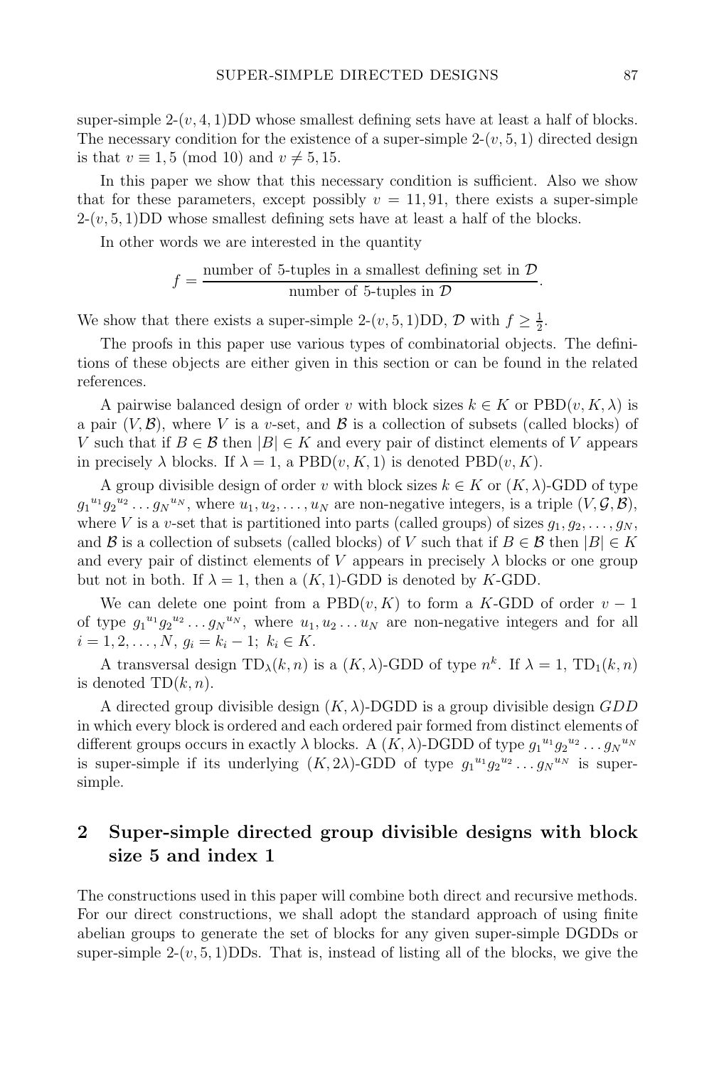super-simple $2$-$(v,4,1)$DD whose smallest defining sets have at least a half of blocks. The necessary condition for the existence of a super-simple $2$-$(v,5,1)$ directed design is that $v \equiv 1,5 \pmod{10}$ and $v \neq 5, 15$.

In this paper we show that this necessary condition is sufficient. Also we show that for these parameters, except possibly $v = 11, 91$, there exists a super-simple $2$-$(v,5,1)$DD whose smallest defining sets have at least a half of the blocks.

In other words we are interested in the quantity

$$f = \frac{\text{number of 5-tuples in a smallest defining set in } \mathcal{D}}{\text{number of 5-tuples in } \mathcal{D}}.$$

We show that there exists a super-simple $2$-$(v,5,1)$DD, $\mathcal{D}$ with $f \geq \frac{1}{2}$.

The proofs in this paper use various types of combinatorial objects. The definitions of these objects are either given in this section or can be found in the related references.

A pairwise balanced design of order $v$ with block sizes $k \in K$ or PBD$(v, K, \lambda)$ is a pair $(V, \mathcal{B})$, where $V$ is a $v$-set, and $\mathcal{B}$ is a collection of subsets (called blocks) of $V$ such that if $B \in \mathcal{B}$ then $|B| \in K$ and every pair of distinct elements of $V$ appears in precisely $\lambda$ blocks. If $\lambda = 1$, a PBD$(v, K, 1)$ is denoted PBD$(v, K)$.

A group divisible design of order $v$ with block sizes $k \in K$ or $(K, \lambda)$-GDD of type ${g_1}^{u_1}{g_2}^{u_2}\ldots{g_N}^{u_N}$, where $u_1, u_2, \ldots, u_N$ are non-negative integers, is a triple $(V, \mathcal{G}, \mathcal{B})$, where $V$ is a $v$-set that is partitioned into parts (called groups) of sizes $g_1, g_2, \ldots, g_N$, and $\mathcal{B}$ is a collection of subsets (called blocks) of $V$ such that if $B \in \mathcal{B}$ then $|B| \in K$ and every pair of distinct elements of $V$ appears in precisely $\lambda$ blocks or one group but not in both. If $\lambda = 1$, then a $(K, 1)$-GDD is denoted by $K$-GDD.

We can delete one point from a PBD$(v, K)$ to form a $K$-GDD of order $v - 1$ of type ${g_1}^{u_1}{g_2}^{u_2}\ldots{g_N}^{u_N}$, where $u_1, u_2 \ldots u_N$ are non-negative integers and for all $i = 1, 2, \ldots, N$, $g_i = k_i - 1$; $k_i \in K$.

A transversal design TD$_\lambda(k, n)$ is a $(K, \lambda)$-GDD of type $n^k$. If $\lambda = 1$, TD$_1(k, n)$ is denoted TD$(k, n)$.

A directed group divisible design $(K, \lambda)$-DGDD is a group divisible design *GDD* in which every block is ordered and each ordered pair formed from distinct elements of different groups occurs in exactly $\lambda$ blocks. A $(K, \lambda)$-DGDD of type ${g_1}^{u_1}{g_2}^{u_2}\ldots{g_N}^{u_N}$ is super-simple if its underlying $(K, 2\lambda)$-GDD of type ${g_1}^{u_1}{g_2}^{u_2}\ldots{g_N}^{u_N}$ is super-simple.

## 2 Super-simple directed group divisible designs with block size 5 and index 1

The constructions used in this paper will combine both direct and recursive methods. For our direct constructions, we shall adopt the standard approach of using finite abelian groups to generate the set of blocks for any given super-simple DGDDs or super-simple $2$-$(v,5,1)$DDs. That is, instead of listing all of the blocks, we give the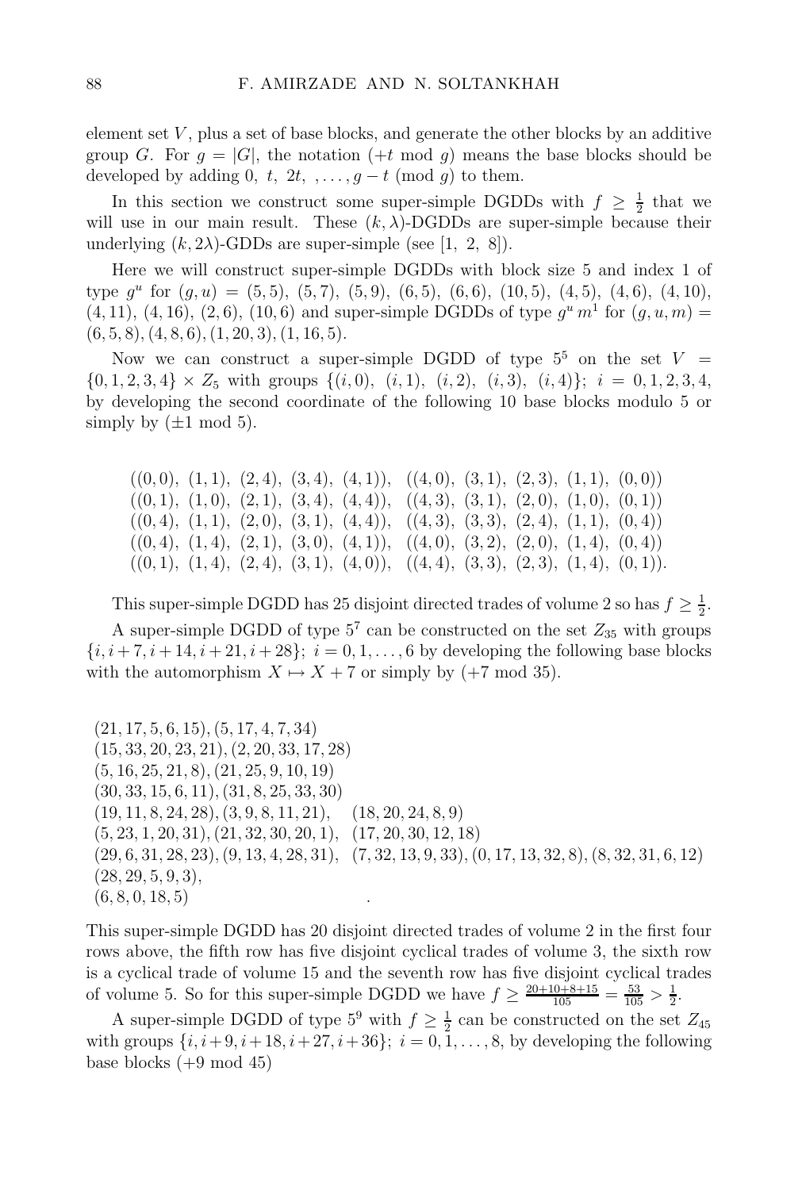element set $V$, plus a set of base blocks, and generate the other blocks by an additive group $G$. For $g = |G|$, the notation $(+t \bmod g)$ means the base blocks should be developed by adding $0,\ t,\ 2t,\ \ldots, g-t \pmod g$ to them.

In this section we construct some super-simple DGDDs with $f \geq \frac{1}{2}$ that we will use in our main result. These $(k, \lambda)$-DGDDs are super-simple because their underlying $(k, 2\lambda)$-GDDs are super-simple (see [1, 2, 8]).

Here we will construct super-simple DGDDs with block size 5 and index 1 of type $g^u$ for $(g, u) = (5, 5),\ (5, 7),\ (5, 9),\ (6, 5),\ (6, 6),\ (10, 5),\ (4, 5),\ (4, 6),\ (4, 10),$ $(4, 11),\ (4, 16),\ (2, 6),\ (10, 6)$ and super-simple DGDDs of type $g^u\, m^1$ for $(g, u, m) = (6, 5, 8), (4, 8, 6), (1, 20, 3), (1, 16, 5)$.

Now we can construct a super-simple DGDD of type $5^5$ on the set $V = \{0, 1, 2, 3, 4\} \times Z_5$ with groups $\{(i, 0),\ (i, 1),\ (i, 2),\ (i, 3),\ (i, 4)\};\ i = 0, 1, 2, 3, 4,$ by developing the second coordinate of the following 10 base blocks modulo 5 or simply by $(\pm 1 \bmod 5)$.

$$
\begin{array}{ll}
((0,0),\ (1,1),\ (2,4),\ (3,4),\ (4,1)), & ((4,0),\ (3,1),\ (2,3),\ (1,1),\ (0,0)) \\
((0,1),\ (1,0),\ (2,1),\ (3,4),\ (4,4)), & ((4,3),\ (3,1),\ (2,0),\ (1,0),\ (0,1)) \\
((0,4),\ (1,1),\ (2,0),\ (3,1),\ (4,4)), & ((4,3),\ (3,3),\ (2,4),\ (1,1),\ (0,4)) \\
((0,4),\ (1,4),\ (2,1),\ (3,0),\ (4,1)), & ((4,0),\ (3,2),\ (2,0),\ (1,4),\ (0,4)) \\
((0,1),\ (1,4),\ (2,4),\ (3,1),\ (4,0)), & ((4,4),\ (3,3),\ (2,3),\ (1,4),\ (0,1)).
\end{array}
$$

This super-simple DGDD has 25 disjoint directed trades of volume 2 so has $f \geq \frac{1}{2}$.

A super-simple DGDD of type $5^7$ can be constructed on the set $Z_{35}$ with groups $\{i, i+7, i+14, i+21, i+28\};\ i = 0, 1, \ldots, 6$ by developing the following base blocks with the automorphism $X \mapsto X + 7$ or simply by $(+7 \bmod 35)$.

$$
\begin{array}{llll}
(21,17,5,6,15),(5,17,4,7,34) & & & \\
(15,33,20,23,21),(2,20,33,17,28) & & & \\
(5,16,25,21,8),(21,25,9,10,19) & & & \\
(30,33,15,6,11),(31,8,25,33,30) & & & \\
(19,11,8,24,28),(3,9,8,11,21), & (18,20,24,8,9) & & \\
(5,23,1,20,31),(21,32,30,20,1), & (17,20,30,12,18) & & \\
(29,6,31,28,23),(9,13,4,28,31), & (7,32,13,9,33),(0,17,13,32,8),(8,32,31,6,12) & & \\
(28,29,5,9,3), & & & \\
(6,8,0,18,5) & . & &
\end{array}
$$

This super-simple DGDD has 20 disjoint directed trades of volume 2 in the first four rows above, the fifth row has five disjoint cyclical trades of volume 3, the sixth row is a cyclical trade of volume 15 and the seventh row has five disjoint cyclical trades of volume 5. So for this super-simple DGDD we have $f \geq \frac{20+10+8+15}{105} = \frac{53}{105} > \frac{1}{2}$.

A super-simple DGDD of type $5^9$ with $f \geq \frac{1}{2}$ can be constructed on the set $Z_{45}$ with groups $\{i, i+9, i+18, i+27, i+36\};\ i = 0, 1, \ldots, 8$, by developing the following base blocks $(+9 \bmod 45)$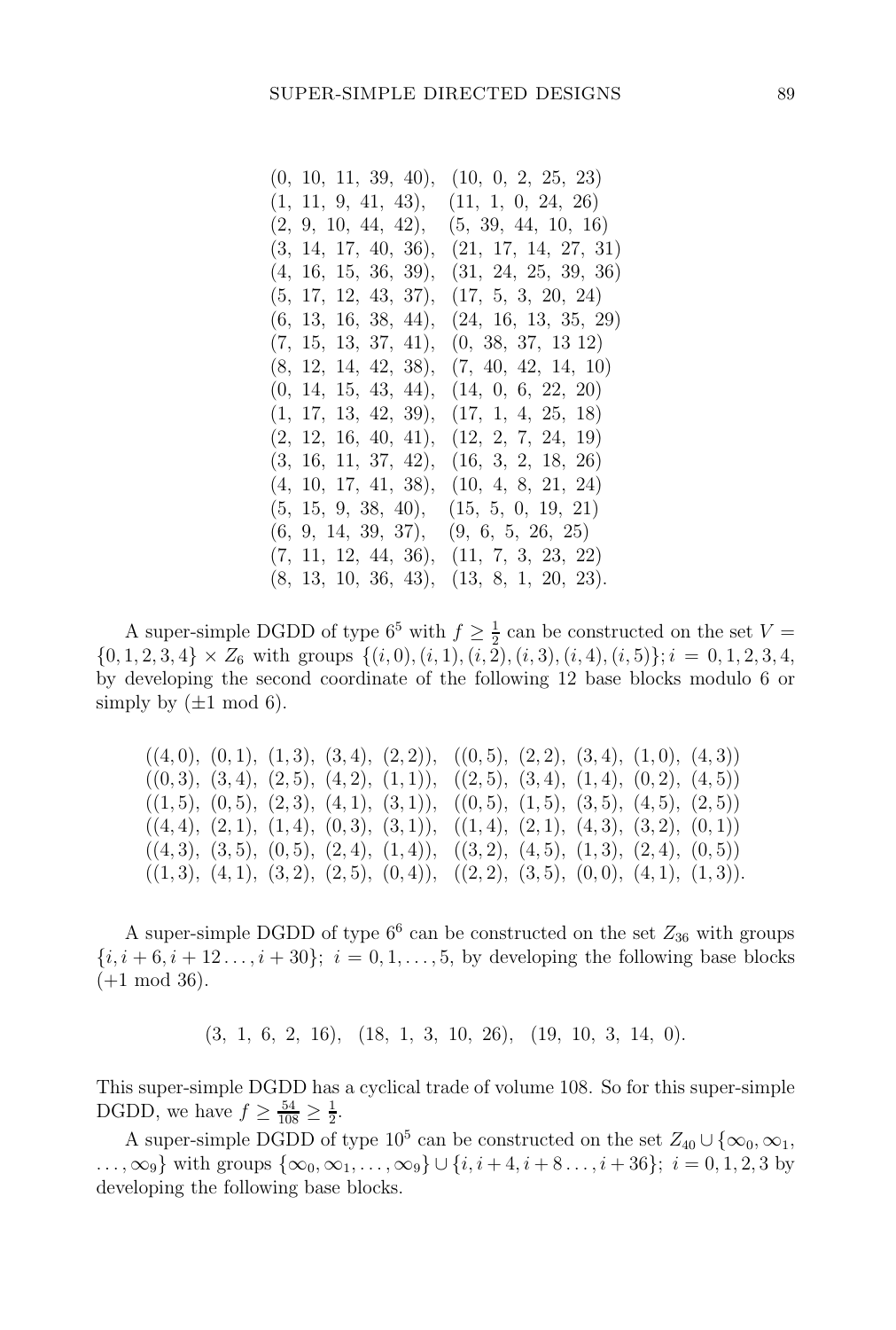$$
\begin{array}{ll}
(0,\ 10,\ 11,\ 39,\ 40), & (10,\ 0,\ 2,\ 25,\ 23) \\
(1,\ 11,\ 9,\ 41,\ 43), & (11,\ 1,\ 0,\ 24,\ 26) \\
(2,\ 9,\ 10,\ 44,\ 42), & (5,\ 39,\ 44,\ 10,\ 16) \\
(3,\ 14,\ 17,\ 40,\ 36), & (21,\ 17,\ 14,\ 27,\ 31) \\
(4,\ 16,\ 15,\ 36,\ 39), & (31,\ 24,\ 25,\ 39,\ 36) \\
(5,\ 17,\ 12,\ 43,\ 37), & (17,\ 5,\ 3,\ 20,\ 24) \\
(6,\ 13,\ 16,\ 38,\ 44), & (24,\ 16,\ 13,\ 35,\ 29) \\
(7,\ 15,\ 13,\ 37,\ 41), & (0,\ 38,\ 37,\ 13\ 12) \\
(8,\ 12,\ 14,\ 42,\ 38), & (7,\ 40,\ 42,\ 14,\ 10) \\
(0,\ 14,\ 15,\ 43,\ 44), & (14,\ 0,\ 6,\ 22,\ 20) \\
(1,\ 17,\ 13,\ 42,\ 39), & (17,\ 1,\ 4,\ 25,\ 18) \\
(2,\ 12,\ 16,\ 40,\ 41), & (12,\ 2,\ 7,\ 24,\ 19) \\
(3,\ 16,\ 11,\ 37,\ 42), & (16,\ 3,\ 2,\ 18,\ 26) \\
(4,\ 10,\ 17,\ 41,\ 38), & (10,\ 4,\ 8,\ 21,\ 24) \\
(5,\ 15,\ 9,\ 38,\ 40), & (15,\ 5,\ 0,\ 19,\ 21) \\
(6,\ 9,\ 14,\ 39,\ 37), & (9,\ 6,\ 5,\ 26,\ 25) \\
(7,\ 11,\ 12,\ 44,\ 36), & (11,\ 7,\ 3,\ 23,\ 22) \\
(8,\ 13,\ 10,\ 36,\ 43), & (13,\ 8,\ 1,\ 20,\ 23).
\end{array}
$$

A super-simple DGDD of type $6^5$ with $f \geq \frac{1}{2}$ can be constructed on the set $V = \{0,1,2,3,4\} \times Z_6$ with groups $\{(i,0),(i,1),(i,2),(i,3),(i,4),(i,5)\}; i = 0,1,2,3,4,$ by developing the second coordinate of the following 12 base blocks modulo 6 or simply by $(\pm 1 \bmod 6)$.

$$
\begin{array}{ll}
((4,0),\ (0,1),\ (1,3),\ (3,4),\ (2,2)), & ((0,5),\ (2,2),\ (3,4),\ (1,0),\ (4,3)) \\
((0,3),\ (3,4),\ (2,5),\ (4,2),\ (1,1)), & ((2,5),\ (3,4),\ (1,4),\ (0,2),\ (4,5)) \\
((1,5),\ (0,5),\ (2,3),\ (4,1),\ (3,1)), & ((0,5),\ (1,5),\ (3,5),\ (4,5),\ (2,5)) \\
((4,4),\ (2,1),\ (1,4),\ (0,3),\ (3,1)), & ((1,4),\ (2,1),\ (4,3),\ (3,2),\ (0,1)) \\
((4,3),\ (3,5),\ (0,5),\ (2,4),\ (1,4)), & ((3,2),\ (4,5),\ (1,3),\ (2,4),\ (0,5)) \\
((1,3),\ (4,1),\ (3,2),\ (2,5),\ (0,4)), & ((2,2),\ (3,5),\ (0,0),\ (4,1),\ (1,3)).
\end{array}
$$

A super-simple DGDD of type $6^6$ can be constructed on the set $Z_{36}$ with groups $\{i, i+6, i+12\ldots, i+30\};\ i = 0,1,\ldots,5$, by developing the following base blocks $(+1 \bmod 36)$.

$$
(3,\ 1,\ 6,\ 2,\ 16),\quad (18,\ 1,\ 3,\ 10,\ 26),\quad (19,\ 10,\ 3,\ 14,\ 0).
$$

This super-simple DGDD has a cyclical trade of volume 108. So for this super-simple DGDD, we have $f \geq \frac{54}{108} \geq \frac{1}{2}$.

A super-simple DGDD of type $10^5$ can be constructed on the set $Z_{40} \cup \{\infty_0, \infty_1, \ldots, \infty_9\}$ with groups $\{\infty_0, \infty_1, \ldots, \infty_9\} \cup \{i, i+4, i+8\ldots, i+36\};\ i = 0,1,2,3$ by developing the following base blocks.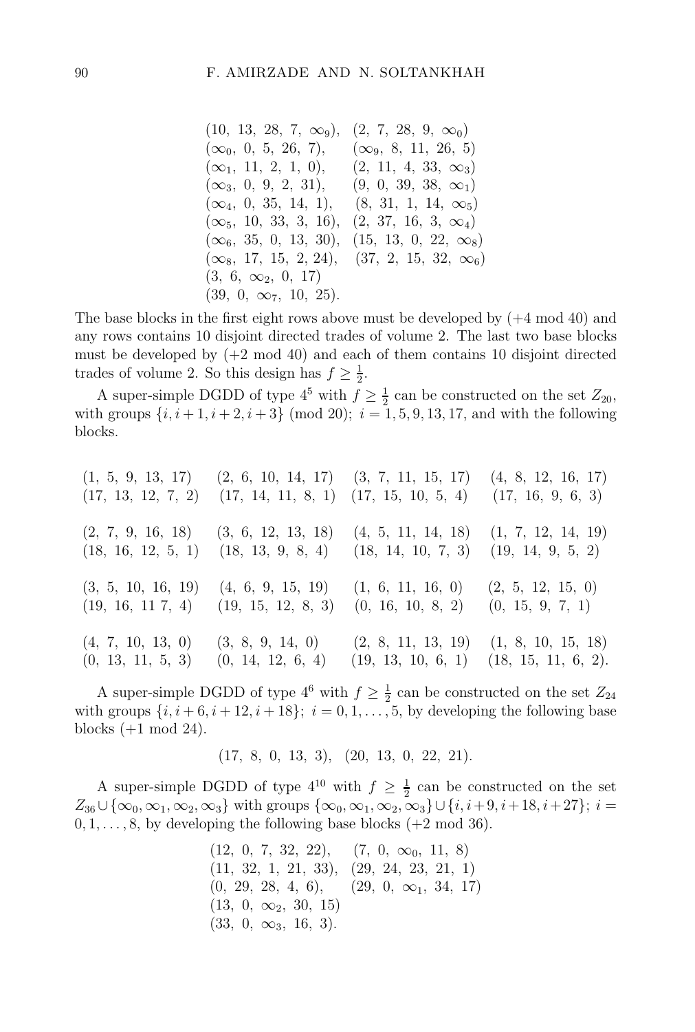$$
\begin{array}{ll}
(10,\ 13,\ 28,\ 7,\ \infty_9), & (2,\ 7,\ 28,\ 9,\ \infty_0) \\
(\infty_0,\ 0,\ 5,\ 26,\ 7), & (\infty_9,\ 8,\ 11,\ 26,\ 5) \\
(\infty_1,\ 11,\ 2,\ 1,\ 0), & (2,\ 11,\ 4,\ 33,\ \infty_3) \\
(\infty_3,\ 0,\ 9,\ 2,\ 31), & (9,\ 0,\ 39,\ 38,\ \infty_1) \\
(\infty_4,\ 0,\ 35,\ 14,\ 1), & (8,\ 31,\ 1,\ 14,\ \infty_5) \\
(\infty_5,\ 10,\ 33,\ 3,\ 16), & (2,\ 37,\ 16,\ 3,\ \infty_4) \\
(\infty_6,\ 35,\ 0,\ 13,\ 30), & (15,\ 13,\ 0,\ 22,\ \infty_8) \\
(\infty_8,\ 17,\ 15,\ 2,\ 24), & (37,\ 2,\ 15,\ 32,\ \infty_6) \\
(3,\ 6,\ \infty_2,\ 0,\ 17) & \\
(39,\ 0,\ \infty_7,\ 10,\ 25). &
\end{array}
$$

The base blocks in the first eight rows above must be developed by (+4 mod 40) and any rows contains 10 disjoint directed trades of volume 2. The last two base blocks must be developed by (+2 mod 40) and each of them contains 10 disjoint directed trades of volume 2. So this design has $f \geq \frac{1}{2}$.

A super-simple DGDD of type $4^5$ with $f \geq \frac{1}{2}$ can be constructed on the set $Z_{20}$, with groups $\{i, i+1, i+2, i+3\}$ (mod 20); $i = 1, 5, 9, 13, 17$, and with the following blocks.

$$
\begin{array}{llll}
(1,\ 5,\ 9,\ 13,\ 17) & (2,\ 6,\ 10,\ 14,\ 17) & (3,\ 7,\ 11,\ 15,\ 17) & (4,\ 8,\ 12,\ 16,\ 17) \\
(17,\ 13,\ 12,\ 7,\ 2) & (17,\ 14,\ 11,\ 8,\ 1) & (17,\ 15,\ 10,\ 5,\ 4) & (17,\ 16,\ 9,\ 6,\ 3) \\
\\
(2,\ 7,\ 9,\ 16,\ 18) & (3,\ 6,\ 12,\ 13,\ 18) & (4,\ 5,\ 11,\ 14,\ 18) & (1,\ 7,\ 12,\ 14,\ 19) \\
(18,\ 16,\ 12,\ 5,\ 1) & (18,\ 13,\ 9,\ 8,\ 4) & (18,\ 14,\ 10,\ 7,\ 3) & (19,\ 14,\ 9,\ 5,\ 2) \\
\\
(3,\ 5,\ 10,\ 16,\ 19) & (4,\ 6,\ 9,\ 15,\ 19) & (1,\ 6,\ 11,\ 16,\ 0) & (2,\ 5,\ 12,\ 15,\ 0) \\
(19,\ 16,\ 11\ 7,\ 4) & (19,\ 15,\ 12,\ 8,\ 3) & (0,\ 16,\ 10,\ 8,\ 2) & (0,\ 15,\ 9,\ 7,\ 1) \\
\\
(4,\ 7,\ 10,\ 13,\ 0) & (3,\ 8,\ 9,\ 14,\ 0) & (2,\ 8,\ 11,\ 13,\ 19) & (1,\ 8,\ 10,\ 15,\ 18) \\
(0,\ 13,\ 11,\ 5,\ 3) & (0,\ 14,\ 12,\ 6,\ 4) & (19,\ 13,\ 10,\ 6,\ 1) & (18,\ 15,\ 11,\ 6,\ 2).
\end{array}
$$

A super-simple DGDD of type $4^6$ with $f \geq \frac{1}{2}$ can be constructed on the set $Z_{24}$ with groups $\{i, i+6, i+12, i+18\}$; $i = 0, 1, \ldots, 5$, by developing the following base blocks (+1 mod 24).

$$
(17,\ 8,\ 0,\ 13,\ 3), \quad (20,\ 13,\ 0,\ 22,\ 21).
$$

A super-simple DGDD of type $4^{10}$ with $f \geq \frac{1}{2}$ can be constructed on the set $Z_{36} \cup \{\infty_0, \infty_1, \infty_2, \infty_3\}$ with groups $\{\infty_0, \infty_1, \infty_2, \infty_3\} \cup \{i, i+9, i+18, i+27\}$; $i = 0, 1, \ldots, 8$, by developing the following base blocks (+2 mod 36).

$$
\begin{array}{ll}
(12,\ 0,\ 7,\ 32,\ 22), & (7,\ 0,\ \infty_0,\ 11,\ 8) \\
(11,\ 32,\ 1,\ 21,\ 33), & (29,\ 24,\ 23,\ 21,\ 1) \\
(0,\ 29,\ 28,\ 4,\ 6), & (29,\ 0,\ \infty_1,\ 34,\ 17) \\
(13,\ 0,\ \infty_2,\ 30,\ 15) & \\
(33,\ 0,\ \infty_3,\ 16,\ 3). &
\end{array}
$$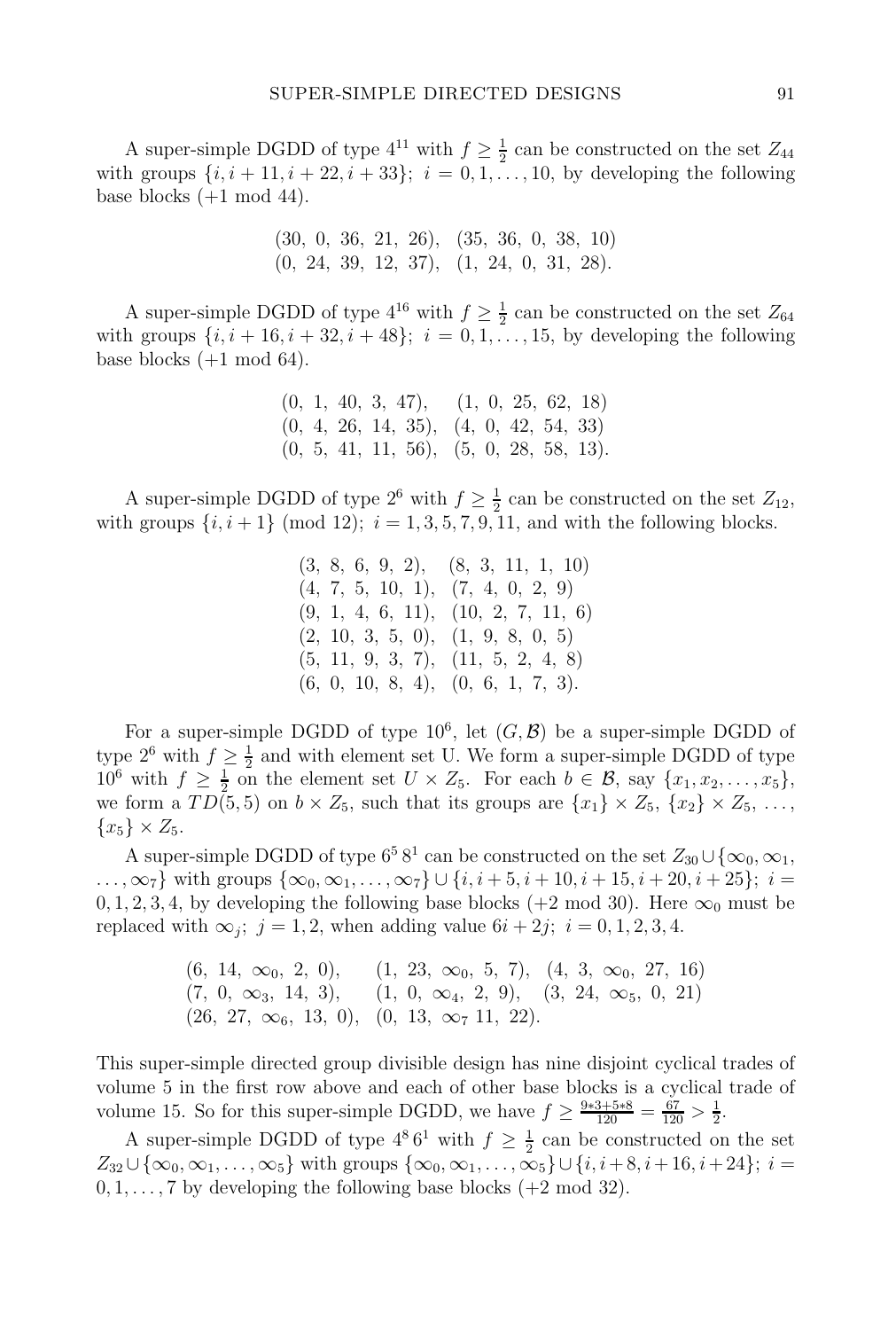A super-simple DGDD of type $4^{11}$ with $f \geq \frac{1}{2}$ can be constructed on the set $Z_{44}$ with groups $\{i, i+11, i+22, i+33\}$; $i = 0, 1, \ldots, 10$, by developing the following base blocks (+1 mod 44).

$$(30,\ 0,\ 36,\ 21,\ 26),\quad (35,\ 36,\ 0,\ 38,\ 10)$$
$$(0,\ 24,\ 39,\ 12,\ 37),\quad (1,\ 24,\ 0,\ 31,\ 28).$$

A super-simple DGDD of type $4^{16}$ with $f \geq \frac{1}{2}$ can be constructed on the set $Z_{64}$ with groups $\{i, i+16, i+32, i+48\}$; $i = 0, 1, \ldots, 15$, by developing the following base blocks (+1 mod 64).

$$(0,\ 1,\ 40,\ 3,\ 47),\quad (1,\ 0,\ 25,\ 62,\ 18)$$
$$(0,\ 4,\ 26,\ 14,\ 35),\quad (4,\ 0,\ 42,\ 54,\ 33)$$
$$(0,\ 5,\ 41,\ 11,\ 56),\quad (5,\ 0,\ 28,\ 58,\ 13).$$

A super-simple DGDD of type $2^6$ with $f \geq \frac{1}{2}$ can be constructed on the set $Z_{12}$, with groups $\{i, i+1\}$ (mod 12); $i = 1, 3, 5, 7, 9, 11$, and with the following blocks.

$$(3,\ 8,\ 6,\ 9,\ 2),\quad (8,\ 3,\ 11,\ 1,\ 10)$$
$$(4,\ 7,\ 5,\ 10,\ 1),\quad (7,\ 4,\ 0,\ 2,\ 9)$$
$$(9,\ 1,\ 4,\ 6,\ 11),\quad (10,\ 2,\ 7,\ 11,\ 6)$$
$$(2,\ 10,\ 3,\ 5,\ 0),\quad (1,\ 9,\ 8,\ 0,\ 5)$$
$$(5,\ 11,\ 9,\ 3,\ 7),\quad (11,\ 5,\ 2,\ 4,\ 8)$$
$$(6,\ 0,\ 10,\ 8,\ 4),\quad (0,\ 6,\ 1,\ 7,\ 3).$$

For a super-simple DGDD of type $10^6$, let $(G, \mathcal{B})$ be a super-simple DGDD of type $2^6$ with $f \geq \frac{1}{2}$ and with element set U. We form a super-simple DGDD of type $10^6$ with $f \geq \frac{1}{2}$ on the element set $U \times Z_5$. For each $b \in \mathcal{B}$, say $\{x_1, x_2, \ldots, x_5\}$, we form a $TD(5,5)$ on $b \times Z_5$, such that its groups are $\{x_1\} \times Z_5$, $\{x_2\} \times Z_5$, $\ldots$, $\{x_5\} \times Z_5$.

A super-simple DGDD of type $6^5\,8^1$ can be constructed on the set $Z_{30} \cup \{\infty_0, \infty_1, \ldots, \infty_7\}$ with groups $\{\infty_0, \infty_1, \ldots, \infty_7\} \cup \{i, i+5, i+10, i+15, i+20, i+25\}$; $i = 0, 1, 2, 3, 4$, by developing the following base blocks (+2 mod 30). Here $\infty_0$ must be replaced with $\infty_j$; $j = 1, 2$, when adding value $6i + 2j$; $i = 0, 1, 2, 3, 4$.

$$(6,\ 14,\ \infty_0,\ 2,\ 0),\quad (1,\ 23,\ \infty_0,\ 5,\ 7),\quad (4,\ 3,\ \infty_0,\ 27,\ 16)$$
$$(7,\ 0,\ \infty_3,\ 14,\ 3),\quad (1,\ 0,\ \infty_4,\ 2,\ 9),\quad (3,\ 24,\ \infty_5,\ 0,\ 21)$$
$$(26,\ 27,\ \infty_6,\ 13,\ 0),\quad (0,\ 13,\ \infty_7\ 11,\ 22).$$

This super-simple directed group divisible design has nine disjoint cyclical trades of volume 5 in the first row above and each of other base blocks is a cyclical trade of volume 15. So for this super-simple DGDD, we have $f \geq \frac{9*3+5*8}{120} = \frac{67}{120} > \frac{1}{2}$.

A super-simple DGDD of type $4^8\,6^1$ with $f \geq \frac{1}{2}$ can be constructed on the set $Z_{32} \cup \{\infty_0, \infty_1, \ldots, \infty_5\}$ with groups $\{\infty_0, \infty_1, \ldots, \infty_5\} \cup \{i, i+8, i+16, i+24\}$; $i = 0, 1, \ldots, 7$ by developing the following base blocks (+2 mod 32).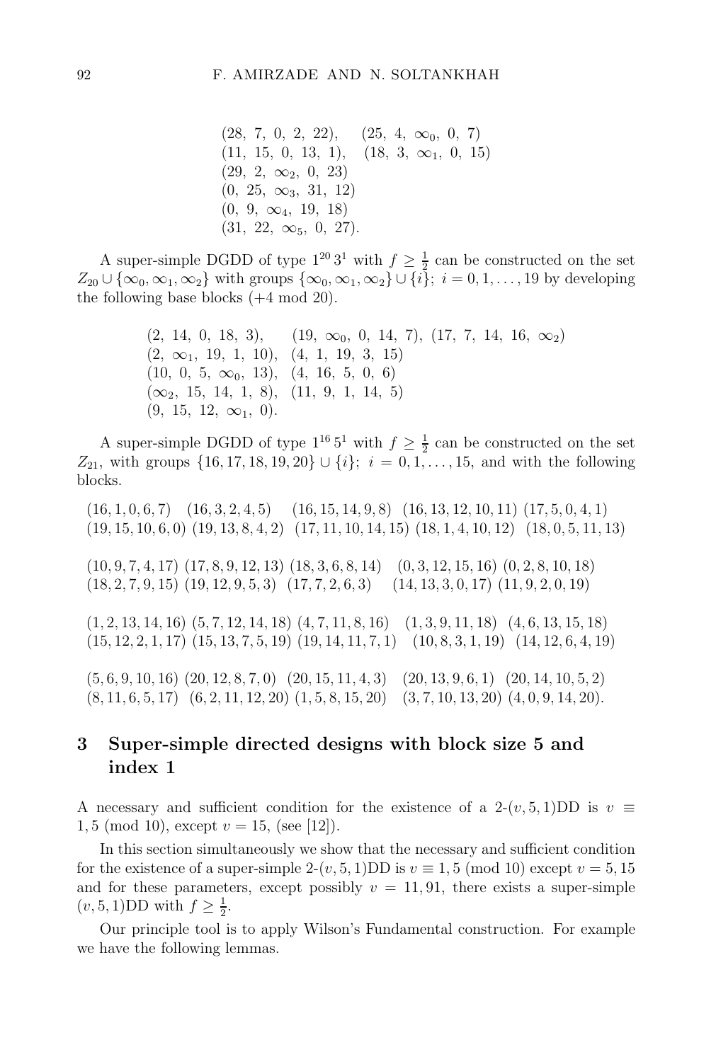$$(28,\ 7,\ 0,\ 2,\ 22),\quad (25,\ 4,\ \infty_0,\ 0,\ 7)$$
$$(11,\ 15,\ 0,\ 13,\ 1),\quad (18,\ 3,\ \infty_1,\ 0,\ 15)$$
$$(29,\ 2,\ \infty_2,\ 0,\ 23)$$
$$(0,\ 25,\ \infty_3,\ 31,\ 12)$$
$$(0,\ 9,\ \infty_4,\ 19,\ 18)$$
$$(31,\ 22,\ \infty_5,\ 0,\ 27).$$

A super-simple DGDD of type $1^{20}\,3^1$ with $f \geq \frac{1}{2}$ can be constructed on the set $Z_{20} \cup \{\infty_0, \infty_1, \infty_2\}$ with groups $\{\infty_0, \infty_1, \infty_2\} \cup \{i\}$; $i = 0, 1, \ldots, 19$ by developing the following base blocks (+4 mod 20).

$$(2,\ 14,\ 0,\ 18,\ 3),\quad (19,\ \infty_0,\ 0,\ 14,\ 7),\ (17,\ 7,\ 14,\ 16,\ \infty_2)$$
$$(2,\ \infty_1,\ 19,\ 1,\ 10),\quad (4,\ 1,\ 19,\ 3,\ 15)$$
$$(10,\ 0,\ 5,\ \infty_0,\ 13),\quad (4,\ 16,\ 5,\ 0,\ 6)$$
$$(\infty_2,\ 15,\ 14,\ 1,\ 8),\quad (11,\ 9,\ 1,\ 14,\ 5)$$
$$(9,\ 15,\ 12,\ \infty_1,\ 0).$$

A super-simple DGDD of type $1^{16}\,5^1$ with $f \geq \frac{1}{2}$ can be constructed on the set $Z_{21}$, with groups $\{16, 17, 18, 19, 20\} \cup \{i\}$; $i = 0, 1, \ldots, 15$, and with the following blocks.

(16, 1, 0, 6, 7) (16, 3, 2, 4, 5) (16, 15, 14, 9, 8) (16, 13, 12, 10, 11) (17, 5, 0, 4, 1)
(19, 15, 10, 6, 0) (19, 13, 8, 4, 2) (17, 11, 10, 14, 15) (18, 1, 4, 10, 12) (18, 0, 5, 11, 13)

(10, 9, 7, 4, 17) (17, 8, 9, 12, 13) (18, 3, 6, 8, 14) (0, 3, 12, 15, 16) (0, 2, 8, 10, 18)
(18, 2, 7, 9, 15) (19, 12, 9, 5, 3) (17, 7, 2, 6, 3) (14, 13, 3, 0, 17) (11, 9, 2, 0, 19)

(1, 2, 13, 14, 16) (5, 7, 12, 14, 18) (4, 7, 11, 8, 16) (1, 3, 9, 11, 18) (4, 6, 13, 15, 18)
(15, 12, 2, 1, 17) (15, 13, 7, 5, 19) (19, 14, 11, 7, 1) (10, 8, 3, 1, 19) (14, 12, 6, 4, 19)

(5, 6, 9, 10, 16) (20, 12, 8, 7, 0) (20, 15, 11, 4, 3) (20, 13, 9, 6, 1) (20, 14, 10, 5, 2)
(8, 11, 6, 5, 17) (6, 2, 11, 12, 20) (1, 5, 8, 15, 20) (3, 7, 10, 13, 20) (4, 0, 9, 14, 20).

## 3 Super-simple directed designs with block size 5 and index 1

A necessary and sufficient condition for the existence of a 2-$(v, 5, 1)$DD is $v \equiv 1, 5 \pmod{10}$, except $v = 15$, (see [12]).

In this section simultaneously we show that the necessary and sufficient condition for the existence of a super-simple 2-$(v, 5, 1)$DD is $v \equiv 1, 5 \pmod{10}$ except $v = 5, 15$ and for these parameters, except possibly $v = 11, 91$, there exists a super-simple $(v, 5, 1)$DD with $f \geq \frac{1}{2}$.

Our principle tool is to apply Wilson's Fundamental construction. For example we have the following lemmas.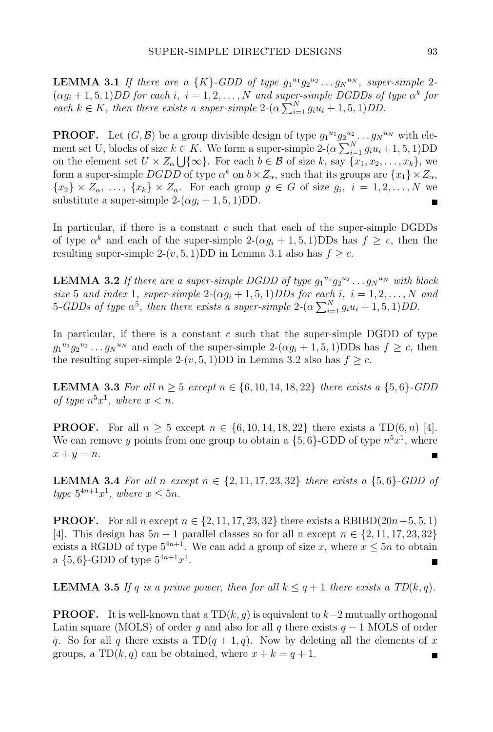**LEMMA 3.1** *If there are a $\{K\}$-GDD of type ${g_1}^{u_1}{g_2}^{u_2}\dots{g_N}^{u_N}$, super-simple 2-$(\alpha g_i+1,5,1)$DD for each $i$, $i=1,2,\dots,N$ and super-simple DGDDs of type $\alpha^k$ for each $k\in K$, then there exists a super-simple 2-$(\alpha\sum_{i=1}^{N}g_iu_i+1,5,1)$DD.*

**PROOF.** Let $(G,\mathcal{B})$ be a group divisible design of type ${g_1}^{u_1}{g_2}^{u_2}\dots{g_N}^{u_N}$ with element set U, blocks of size $k\in K$. We form a super-simple 2-$(\alpha\sum_{i=1}^{N}g_iu_i+1,5,1)$DD on the element set $U\times Z_\alpha\bigcup\{\infty\}$. For each $b\in\mathcal{B}$ of size $k$, say $\{x_1,x_2,\dots,x_k\}$, we form a super-simple $DGDD$ of type $\alpha^k$ on $b\times Z_\alpha$, such that its groups are $\{x_1\}\times Z_\alpha$, $\{x_2\}\times Z_\alpha$, $\dots$, $\{x_k\}\times Z_\alpha$. For each group $g\in G$ of size $g_i$, $i=1,2,\dots,N$ we substitute a super-simple 2-$(\alpha g_i+1,5,1)$DD. ∎

In particular, if there is a constant $c$ such that each of the super-simple DGDDs of type $\alpha^k$ and each of the super-simple 2-$(\alpha g_i+1,5,1)$DDs has $f\geq c$, then the resulting super-simple 2-$(v,5,1)$DD in Lemma 3.1 also has $f\geq c$.

**LEMMA 3.2** *If there are a super-simple DGDD of type ${g_1}^{u_1}{g_2}^{u_2}\dots{g_N}^{u_N}$ with block size 5 and index 1, super-simple 2-$(\alpha g_i+1,5,1)$DDs for each $i$, $i=1,2,\dots,N$ and 5-GDDs of type $\alpha^5$, then there exists a super-simple 2-$(\alpha\sum_{i=1}^{N}g_iu_i+1,5,1)$DD.*

In particular, if there is a constant $c$ such that the super-simple DGDD of type ${g_1}^{u_1}{g_2}^{u_2}\dots{g_N}^{u_N}$ and each of the super-simple 2-$(\alpha g_i+1,5,1)$DDs has $f\geq c$, then the resulting super-simple 2-$(v,5,1)$DD in Lemma 3.2 also has $f\geq c$.

**LEMMA 3.3** *For all $n\geq 5$ except $n\in\{6,10,14,18,22\}$ there exists a $\{5,6\}$-GDD of type $n^5x^1$, where $x<n$.*

**PROOF.** For all $n\geq 5$ except $n\in\{6,10,14,18,22\}$ there exists a TD$(6,n)$ [4]. We can remove $y$ points from one group to obtain a $\{5,6\}$-GDD of type $n^5x^1$, where $x+y=n$. ∎

**LEMMA 3.4** *For all $n$ except $n\in\{2,11,17,23,32\}$ there exists a $\{5,6\}$-GDD of type $5^{4n+1}x^1$, where $x\leq 5n$.*

**PROOF.** For all $n$ except $n\in\{2,11,17,23,32\}$ there exists a RBIBD$(20n+5,5,1)$ [4]. This design has $5n+1$ parallel classes so for all n except $n\in\{2,11,17,23,32\}$ exists a RGDD of type $5^{4n+1}$. We can add a group of size $x$, where $x\leq 5n$ to obtain a $\{5,6\}$-GDD of type $5^{4n+1}x^1$. ∎

**LEMMA 3.5** *If $q$ is a prime power, then for all $k\leq q+1$ there exists a $TD(k,q)$.*

**PROOF.** It is well-known that a TD$(k,g)$ is equivalent to $k-2$ mutually orthogonal Latin square (MOLS) of order $g$ and also for all $q$ there exists $q-1$ MOLS of order $q$. So for all $q$ there exists a TD$(q+1,q)$. Now by deleting all the elements of $x$ groups, a TD$(k,q)$ can be obtained, where $x+k=q+1$. ∎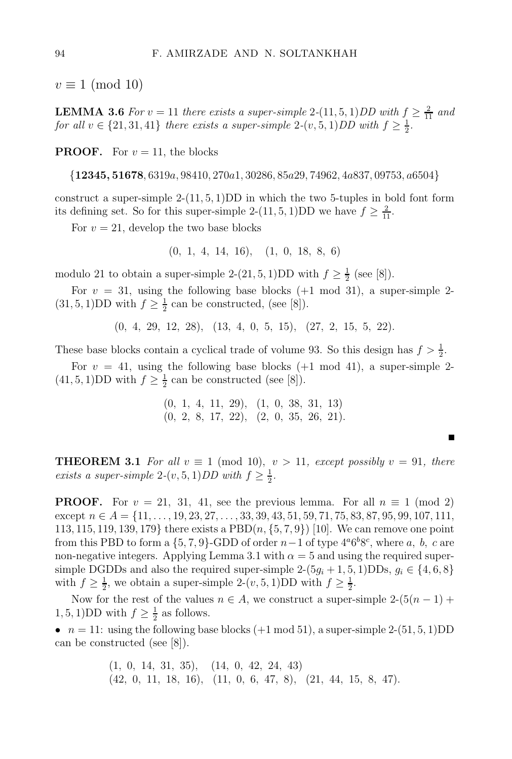$v \equiv 1 \pmod{10}$

**LEMMA 3.6** *For $v = 11$ there exists a super-simple $2$-$(11, 5, 1)DD$ with $f \geq \frac{2}{11}$ and for all $v \in \{21, 31, 41\}$ there exists a super-simple $2$-$(v, 5, 1)DD$ with $f \geq \frac{1}{2}$.*

**PROOF.** For $v = 11$, the blocks

$$\{\mathbf{12345}, \mathbf{51678}, 6319a, 98410, 270a1, 30286, 85a29, 74962, 4a837, 09753, a6504\}$$

construct a super-simple 2-(11, 5, 1)DD in which the two 5-tuples in bold font form its defining set. So for this super-simple 2-(11, 5, 1)DD we have $f \geq \frac{2}{11}$.

For $v = 21$, develop the two base blocks

$$(0,\ 1,\ 4,\ 14,\ 16), \quad (1,\ 0,\ 18,\ 8,\ 6)$$

modulo 21 to obtain a super-simple 2-(21, 5, 1)DD with $f \geq \frac{1}{2}$ (see [8]).

For $v = 31$, using the following base blocks (+1 mod 31), a super-simple 2-(31, 5, 1)DD with $f \geq \frac{1}{2}$ can be constructed, (see [8]).

$$(0,\ 4,\ 29,\ 12,\ 28), \quad (13,\ 4,\ 0,\ 5,\ 15), \quad (27,\ 2,\ 15,\ 5,\ 22).$$

These base blocks contain a cyclical trade of volume 93. So this design has $f > \frac{1}{2}$.

For $v = 41$, using the following base blocks (+1 mod 41), a super-simple 2-(41, 5, 1)DD with $f \geq \frac{1}{2}$ can be constructed (see [8]).

$$(0,\ 1,\ 4,\ 11,\ 29), \quad (1,\ 0,\ 38,\ 31,\ 13)$$
$$(0,\ 2,\ 8,\ 17,\ 22), \quad (2,\ 0,\ 35,\ 26,\ 21).$$

■

**THEOREM 3.1** *For all $v \equiv 1 \pmod{10}$, $v > 11$, except possibly $v = 91$, there exists a super-simple $2$-$(v, 5, 1)DD$ with $f \geq \frac{1}{2}$.*

**PROOF.** For $v = 21, 31, 41$, see the previous lemma. For all $n \equiv 1 \pmod 2$ except $n \in A = \{11, \ldots, 19, 23, 27, \ldots, 33, 39, 43, 51, 59, 71, 75, 83, 87, 95, 99, 107, 111, 113, 115, 119, 139, 179\}$ there exists a PBD$(n, \{5, 7, 9\})$ [10]. We can remove one point from this PBD to form a $\{5, 7, 9\}$-GDD of order $n-1$ of type $4^a 6^b 8^c$, where $a$, $b$, $c$ are non-negative integers. Applying Lemma 3.1 with $\alpha = 5$ and using the required super-simple DGDDs and also the required super-simple 2-$(5g_i + 1, 5, 1)$DDs, $g_i \in \{4, 6, 8\}$ with $f \geq \frac{1}{2}$, we obtain a super-simple 2-$(v, 5, 1)$DD with $f \geq \frac{1}{2}$.

Now for the rest of the values $n \in A$, we construct a super-simple 2-$(5(n-1) + 1, 5, 1)$DD with $f \geq \frac{1}{2}$ as follows.

- $n = 11$: using the following base blocks (+1 mod 51), a super-simple 2-(51, 5, 1)DD can be constructed (see [8]).

$$(1,\ 0,\ 14,\ 31,\ 35), \quad (14,\ 0,\ 42,\ 24,\ 43)$$
$$(42,\ 0,\ 11,\ 18,\ 16), \quad (11,\ 0,\ 6,\ 47,\ 8), \quad (21,\ 44,\ 15,\ 8,\ 47).$$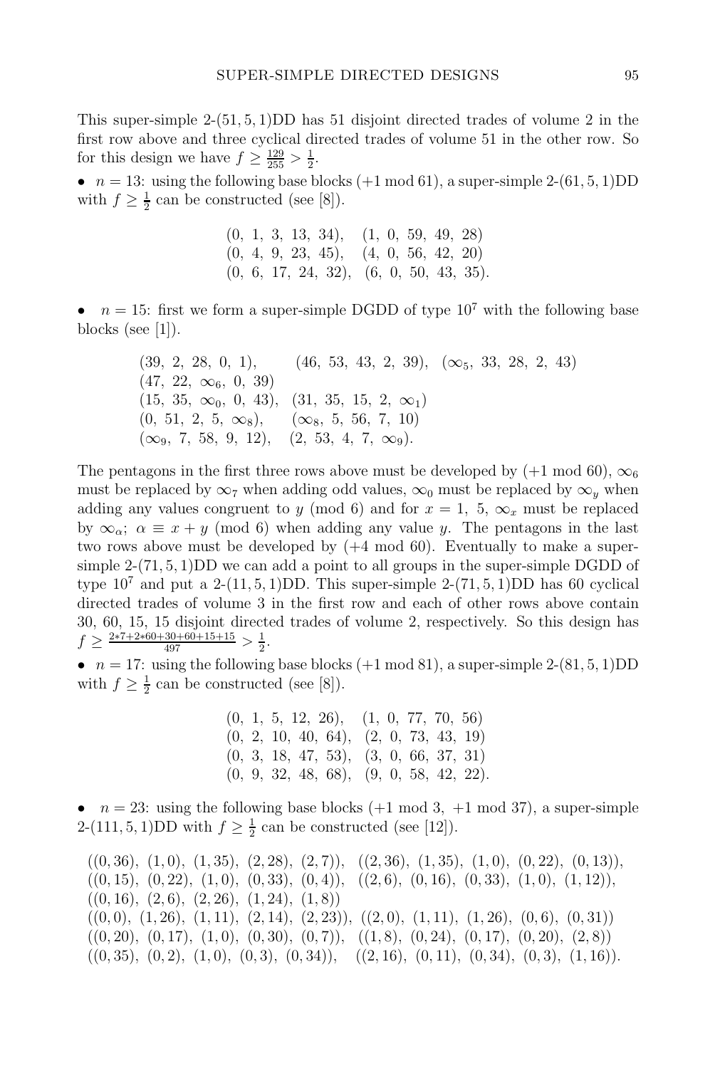This super-simple 2-$(51, 5, 1)$DD has 51 disjoint directed trades of volume 2 in the first row above and three cyclical directed trades of volume 51 in the other row. So for this design we have $f \geq \frac{129}{255} > \frac{1}{2}$.

- $n = 13$: using the following base blocks $(+1 \bmod 61)$, a super-simple 2-$(61, 5, 1)$DD with $f \geq \frac{1}{2}$ can be constructed (see [8]).

$$\begin{array}{ll}
(0,\ 1,\ 3,\ 13,\ 34), & (1,\ 0,\ 59,\ 49,\ 28) \\
(0,\ 4,\ 9,\ 23,\ 45), & (4,\ 0,\ 56,\ 42,\ 20) \\
(0,\ 6,\ 17,\ 24,\ 32), & (6,\ 0,\ 50,\ 43,\ 35).
\end{array}$$

- $n = 15$: first we form a super-simple DGDD of type $10^7$ with the following base blocks (see [1]).

$$\begin{array}{lll}
(39,\ 2,\ 28,\ 0,\ 1), & (46,\ 53,\ 43,\ 2,\ 39), & (\infty_5,\ 33,\ 28,\ 2,\ 43) \\
(47,\ 22,\ \infty_6,\ 0,\ 39) & & \\
(15,\ 35,\ \infty_0,\ 0,\ 43), & (31,\ 35,\ 15,\ 2,\ \infty_1) & \\
(0,\ 51,\ 2,\ 5,\ \infty_8), & (\infty_8,\ 5,\ 56,\ 7,\ 10) & \\
(\infty_9,\ 7,\ 58,\ 9,\ 12), & (2,\ 53,\ 4,\ 7,\ \infty_9). &
\end{array}$$

The pentagons in the first three rows above must be developed by $(+1 \bmod 60)$, $\infty_6$ must be replaced by $\infty_7$ when adding odd values, $\infty_0$ must be replaced by $\infty_y$ when adding any values congruent to $y \pmod 6$ and for $x = 1,\ 5$, $\infty_x$ must be replaced by $\infty_\alpha$; $\alpha \equiv x + y \pmod 6$ when adding any value $y$. The pentagons in the last two rows above must be developed by $(+4 \bmod 60)$. Eventually to make a super-simple 2-$(71, 5, 1)$DD we can add a point to all groups in the super-simple DGDD of type $10^7$ and put a 2-$(11, 5, 1)$DD. This super-simple 2-$(71, 5, 1)$DD has 60 cyclical directed trades of volume 3 in the first row and each of other rows above contain 30, 60, 15, 15 disjoint directed trades of volume 2, respectively. So this design has $f \geq \frac{2*7+2*60+30+60+15+15}{497} > \frac{1}{2}$.

- $n = 17$: using the following base blocks $(+1 \bmod 81)$, a super-simple 2-$(81, 5, 1)$DD with $f \geq \frac{1}{2}$ can be constructed (see [8]).

$$\begin{array}{ll}
(0,\ 1,\ 5,\ 12,\ 26), & (1,\ 0,\ 77,\ 70,\ 56) \\
(0,\ 2,\ 10,\ 40,\ 64), & (2,\ 0,\ 73,\ 43,\ 19) \\
(0,\ 3,\ 18,\ 47,\ 53), & (3,\ 0,\ 66,\ 37,\ 31) \\
(0,\ 9,\ 32,\ 48,\ 68), & (9,\ 0,\ 58,\ 42,\ 22).
\end{array}$$

- $n = 23$: using the following base blocks $(+1 \bmod 3,\ +1 \bmod 37)$, a super-simple 2-$(111, 5, 1)$DD with $f \geq \frac{1}{2}$ can be constructed (see [12]).

$$\begin{array}{ll}
((0,36),\ (1,0),\ (1,35),\ (2,28),\ (2,7)), & ((2,36),\ (1,35),\ (1,0),\ (0,22),\ (0,13)), \\
((0,15),\ (0,22),\ (1,0),\ (0,33),\ (0,4)), & ((2,6),\ (0,16),\ (0,33),\ (1,0),\ (1,12)), \\
((0,16),\ (2,6),\ (2,26),\ (1,24),\ (1,8)) & \\
((0,0),\ (1,26),\ (1,11),\ (2,14),\ (2,23)), & ((2,0),\ (1,11),\ (1,26),\ (0,6),\ (0,31)) \\
((0,20),\ (0,17),\ (1,0),\ (0,30),\ (0,7)), & ((1,8),\ (0,24),\ (0,17),\ (0,20),\ (2,8)) \\
((0,35),\ (0,2),\ (1,0),\ (0,3),\ (0,34)), & ((2,16),\ (0,11),\ (0,34),\ (0,3),\ (1,16)).
\end{array}$$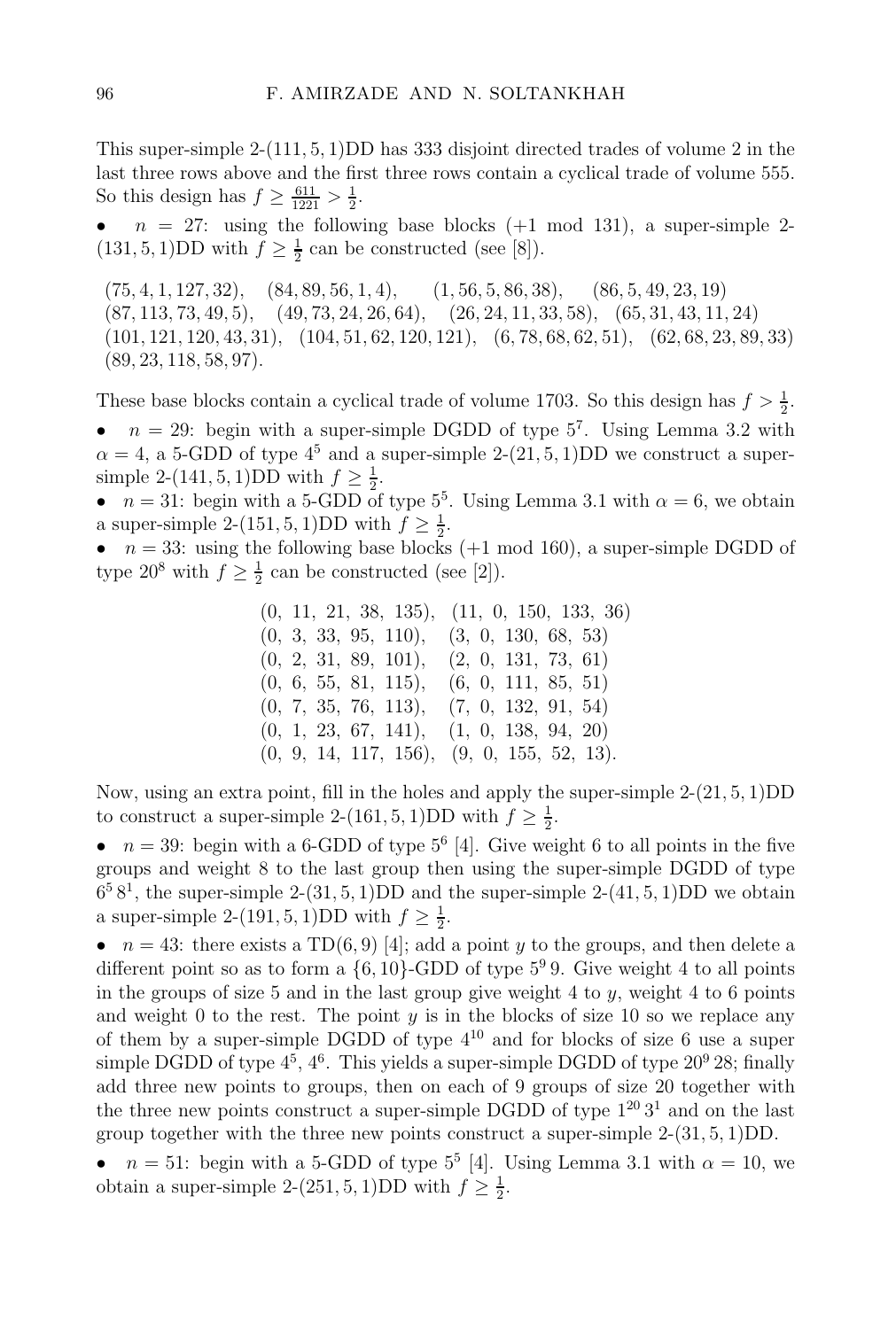This super-simple 2-$(111, 5, 1)$DD has 333 disjoint directed trades of volume 2 in the last three rows above and the first three rows contain a cyclical trade of volume 555. So this design has $f \geq \frac{611}{1221} > \frac{1}{2}$.

- $n = 27$: using the following base blocks (+1 mod 131), a super-simple 2-$(131, 5, 1)$DD with $f \geq \frac{1}{2}$ can be constructed (see [8]).

$(75, 4, 1, 127, 32)$, $(84, 89, 56, 1, 4)$, $(1, 56, 5, 86, 38)$, $(86, 5, 49, 23, 19)$
$(87, 113, 73, 49, 5)$, $(49, 73, 24, 26, 64)$, $(26, 24, 11, 33, 58)$, $(65, 31, 43, 11, 24)$
$(101, 121, 120, 43, 31)$, $(104, 51, 62, 120, 121)$, $(6, 78, 68, 62, 51)$, $(62, 68, 23, 89, 33)$
$(89, 23, 118, 58, 97)$.

These base blocks contain a cyclical trade of volume 1703. So this design has $f > \frac{1}{2}$.

- $n = 29$: begin with a super-simple DGDD of type $5^7$. Using Lemma 3.2 with $\alpha = 4$, a 5-GDD of type $4^5$ and a super-simple 2-$(21, 5, 1)$DD we construct a super-simple 2-$(141, 5, 1)$DD with $f \geq \frac{1}{2}$.
- $n = 31$: begin with a 5-GDD of type $5^5$. Using Lemma 3.1 with $\alpha = 6$, we obtain a super-simple 2-$(151, 5, 1)$DD with $f \geq \frac{1}{2}$.
- $n = 33$: using the following base blocks (+1 mod 160), a super-simple DGDD of type $20^8$ with $f \geq \frac{1}{2}$ can be constructed (see [2]).

$(0,\ 11,\ 21,\ 38,\ 135)$, $(11,\ 0,\ 150,\ 133,\ 36)$
$(0,\ 3,\ 33,\ 95,\ 110)$, $(3,\ 0,\ 130,\ 68,\ 53)$
$(0,\ 2,\ 31,\ 89,\ 101)$, $(2,\ 0,\ 131,\ 73,\ 61)$
$(0,\ 6,\ 55,\ 81,\ 115)$, $(6,\ 0,\ 111,\ 85,\ 51)$
$(0,\ 7,\ 35,\ 76,\ 113)$, $(7,\ 0,\ 132,\ 91,\ 54)$
$(0,\ 1,\ 23,\ 67,\ 141)$, $(1,\ 0,\ 138,\ 94,\ 20)$
$(0,\ 9,\ 14,\ 117,\ 156)$, $(9,\ 0,\ 155,\ 52,\ 13)$.

Now, using an extra point, fill in the holes and apply the super-simple 2-$(21, 5, 1)$DD to construct a super-simple 2-$(161, 5, 1)$DD with $f \geq \frac{1}{2}$.

- $n = 39$: begin with a 6-GDD of type $5^6$ [4]. Give weight 6 to all points in the five groups and weight 8 to the last group then using the super-simple DGDD of type $6^5\, 8^1$, the super-simple 2-$(31, 5, 1)$DD and the super-simple 2-$(41, 5, 1)$DD we obtain a super-simple 2-$(191, 5, 1)$DD with $f \geq \frac{1}{2}$.
- $n = 43$: there exists a TD$(6, 9)$ [4]; add a point $y$ to the groups, and then delete a different point so as to form a $\{6, 10\}$-GDD of type $5^9\, 9$. Give weight 4 to all points in the groups of size 5 and in the last group give weight 4 to $y$, weight 4 to 6 points and weight 0 to the rest. The point $y$ is in the blocks of size 10 so we replace any of them by a super-simple DGDD of type $4^{10}$ and for blocks of size 6 use a super simple DGDD of type $4^5$, $4^6$. This yields a super-simple DGDD of type $20^9\, 28$; finally add three new points to groups, then on each of 9 groups of size 20 together with the three new points construct a super-simple DGDD of type $1^{20}\, 3^1$ and on the last group together with the three new points construct a super-simple 2-$(31, 5, 1)$DD.
- $n = 51$: begin with a 5-GDD of type $5^5$ [4]. Using Lemma 3.1 with $\alpha = 10$, we obtain a super-simple 2-$(251, 5, 1)$DD with $f \geq \frac{1}{2}$.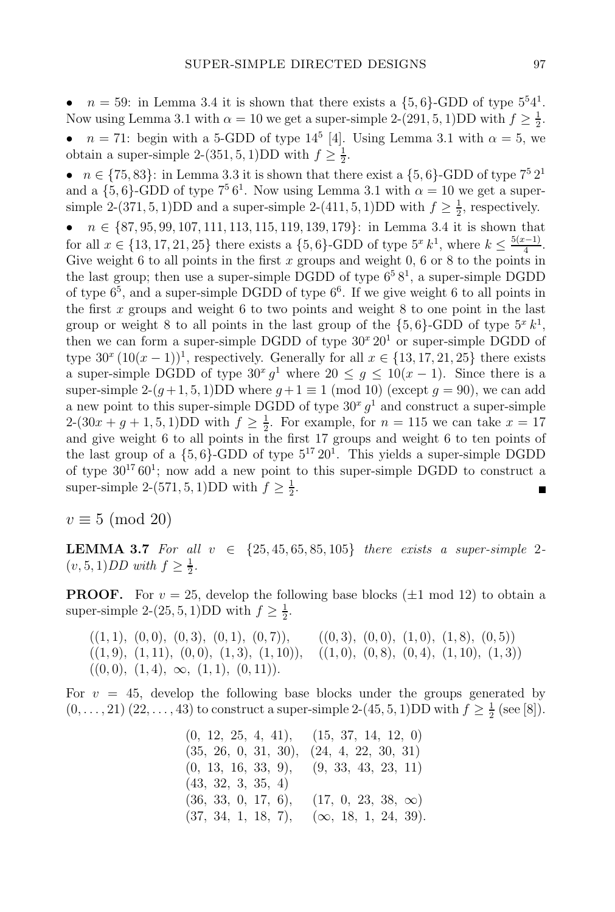- $n = 59$: in Lemma 3.4 it is shown that there exists a $\{5,6\}$-GDD of type $5^5 4^1$. Now using Lemma 3.1 with $\alpha = 10$ we get a super-simple 2-$(291, 5, 1)$DD with $f \geq \frac{1}{2}$.
- $n = 71$: begin with a 5-GDD of type $14^5$ [4]. Using Lemma 3.1 with $\alpha = 5$, we obtain a super-simple 2-$(351, 5, 1)$DD with $f \geq \frac{1}{2}$.
- $n \in \{75, 83\}$: in Lemma 3.3 it is shown that there exist a $\{5,6\}$-GDD of type $7^5\, 2^1$ and a $\{5,6\}$-GDD of type $7^5\, 6^1$. Now using Lemma 3.1 with $\alpha = 10$ we get a super-simple 2-$(371, 5, 1)$DD and a super-simple 2-$(411, 5, 1)$DD with $f \geq \frac{1}{2}$, respectively.
- $n \in \{87, 95, 99, 107, 111, 113, 115, 119, 139, 179\}$: in Lemma 3.4 it is shown that for all $x \in \{13, 17, 21, 25\}$ there exists a $\{5,6\}$-GDD of type $5^x\, k^1$, where $k \leq \frac{5(x-1)}{4}$. Give weight 6 to all points in the first $x$ groups and weight 0, 6 or 8 to the points in the last group; then use a super-simple DGDD of type $6^5\, 8^1$, a super-simple DGDD of type $6^5$, and a super-simple DGDD of type $6^6$. If we give weight 6 to all points in the first $x$ groups and weight 6 to two points and weight 8 to one point in the last group or weight 8 to all points in the last group of the $\{5,6\}$-GDD of type $5^x\, k^1$, then we can form a super-simple DGDD of type $30^x\, 20^1$ or super-simple DGDD of type $30^x\, (10(x-1))^1$, respectively. Generally for all $x \in \{13, 17, 21, 25\}$ there exists a super-simple DGDD of type $30^x\, g^1$ where $20 \leq g \leq 10(x-1)$. Since there is a super-simple 2-$(g+1, 5, 1)$DD where $g + 1 \equiv 1 \pmod{10}$ (except $g = 90$), we can add a new point to this super-simple DGDD of type $30^x\, g^1$ and construct a super-simple 2-$(30x + g + 1, 5, 1)$DD with $f \geq \frac{1}{2}$. For example, for $n = 115$ we can take $x = 17$ and give weight 6 to all points in the first 17 groups and weight 6 to ten points of the last group of a $\{5,6\}$-GDD of type $5^{17}\, 20^1$. This yields a super-simple DGDD of type $30^{17}\, 60^1$; now add a new point to this super-simple DGDD to construct a super-simple 2-$(571, 5, 1)$DD with $f \geq \frac{1}{2}$. ■

## $v \equiv 5 \pmod{20}$

**LEMMA 3.7** *For all $v \in \{25, 45, 65, 85, 105\}$ there exists a super-simple 2-$(v, 5, 1)$DD with $f \geq \frac{1}{2}$.*

**PROOF.** For $v = 25$, develop the following base blocks ($\pm 1$ mod 12) to obtain a super-simple 2-$(25, 5, 1)$DD with $f \geq \frac{1}{2}$.

$((1,1),\ (0,0),\ (0,3),\ (0,1),\ (0,7))$, $\quad ((0,3),\ (0,0),\ (1,0),\ (1,8),\ (0,5))$
$((1,9),\ (1,11),\ (0,0),\ (1,3),\ (1,10))$, $\quad ((1,0),\ (0,8),\ (0,4),\ (1,10),\ (1,3))$
$((0,0),\ (1,4),\ \infty,\ (1,1),\ (0,11))$.

For $v = 45$, develop the following base blocks under the groups generated by $(0, \ldots, 21)\,(22, \ldots, 43)$ to construct a super-simple 2-$(45, 5, 1)$DD with $f \geq \frac{1}{2}$ (see [8]).

$(0,\ 12,\ 25,\ 4,\ 41)$, $\quad (15,\ 37,\ 14,\ 12,\ 0)$
$(35,\ 26,\ 0,\ 31,\ 30)$, $\quad (24,\ 4,\ 22,\ 30,\ 31)$
$(0,\ 13,\ 16,\ 33,\ 9)$, $\quad (9,\ 33,\ 43,\ 23,\ 11)$
$(43,\ 32,\ 3,\ 35,\ 4)$
$(36,\ 33,\ 0,\ 17,\ 6)$, $\quad (17,\ 0,\ 23,\ 38,\ \infty)$
$(37,\ 34,\ 1,\ 18,\ 7)$, $\quad (\infty,\ 18,\ 1,\ 24,\ 39)$.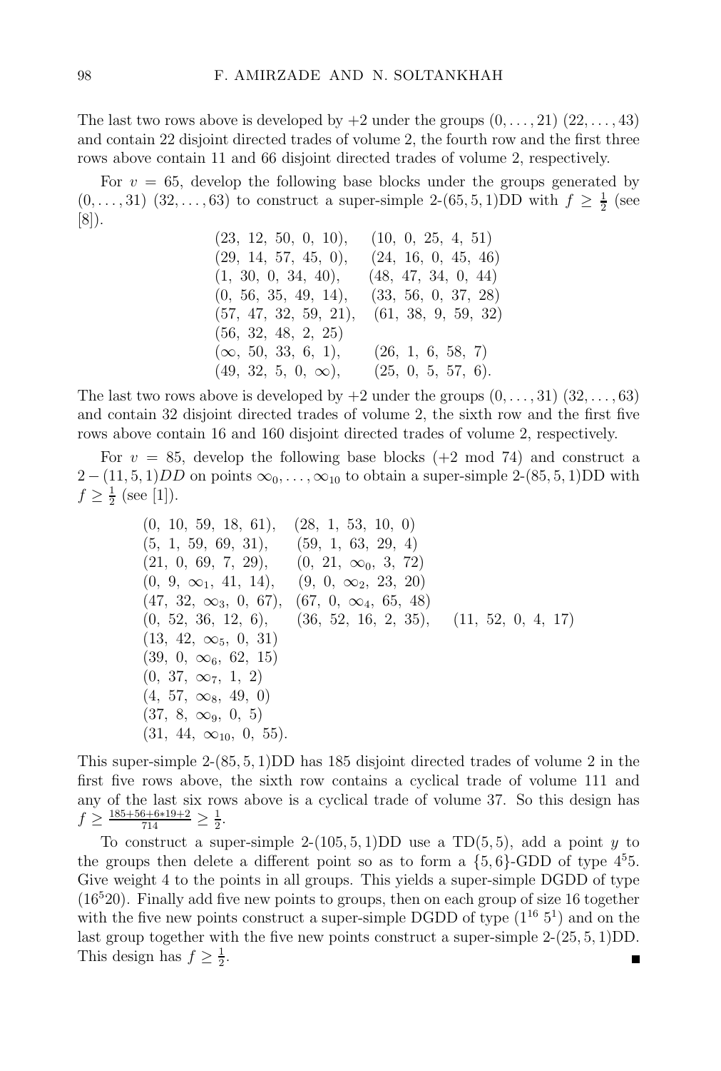The last two rows above is developed by +2 under the groups $(0, \ldots, 21)$ $(22, \ldots, 43)$ and contain 22 disjoint directed trades of volume 2, the fourth row and the first three rows above contain 11 and 66 disjoint directed trades of volume 2, respectively.

For $v = 65$, develop the following base blocks under the groups generated by $(0, \ldots, 31)$ $(32, \ldots, 63)$ to construct a super-simple 2-$(65, 5, 1)$DD with $f \geq \frac{1}{2}$ (see [8]).

$$\begin{array}{ll}
(23,\ 12,\ 50,\ 0,\ 10), & (10,\ 0,\ 25,\ 4,\ 51) \\
(29,\ 14,\ 57,\ 45,\ 0), & (24,\ 16,\ 0,\ 45,\ 46) \\
(1,\ 30,\ 0,\ 34,\ 40), & (48,\ 47,\ 34,\ 0,\ 44) \\
(0,\ 56,\ 35,\ 49,\ 14), & (33,\ 56,\ 0,\ 37,\ 28) \\
(57,\ 47,\ 32,\ 59,\ 21), & (61,\ 38,\ 9,\ 59,\ 32) \\
(56,\ 32,\ 48,\ 2,\ 25) & \\
(\infty,\ 50,\ 33,\ 6,\ 1), & (26,\ 1,\ 6,\ 58,\ 7) \\
(49,\ 32,\ 5,\ 0,\ \infty), & (25,\ 0,\ 5,\ 57,\ 6).
\end{array}$$

The last two rows above is developed by +2 under the groups $(0, \ldots, 31)$ $(32, \ldots, 63)$ and contain 32 disjoint directed trades of volume 2, the sixth row and the first five rows above contain 16 and 160 disjoint directed trades of volume 2, respectively.

For $v = 85$, develop the following base blocks (+2 mod 74) and construct a $2-(11, 5, 1)DD$ on points $\infty_0, \ldots, \infty_{10}$ to obtain a super-simple 2-$(85, 5, 1)$DD with $f \geq \frac{1}{2}$ (see [1]).

$$\begin{array}{lll}
(0,\ 10,\ 59,\ 18,\ 61), & (28,\ 1,\ 53,\ 10,\ 0) & \\
(5,\ 1,\ 59,\ 69,\ 31), & (59,\ 1,\ 63,\ 29,\ 4) & \\
(21,\ 0,\ 69,\ 7,\ 29), & (0,\ 21,\ \infty_0,\ 3,\ 72) & \\
(0,\ 9,\ \infty_1,\ 41,\ 14), & (9,\ 0,\ \infty_2,\ 23,\ 20) & \\
(47,\ 32,\ \infty_3,\ 0,\ 67), & (67,\ 0,\ \infty_4,\ 65,\ 48) & \\
(0,\ 52,\ 36,\ 12,\ 6), & (36,\ 52,\ 16,\ 2,\ 35), & (11,\ 52,\ 0,\ 4,\ 17) \\
(13,\ 42,\ \infty_5,\ 0,\ 31) & & \\
(39,\ 0,\ \infty_6,\ 62,\ 15) & & \\
(0,\ 37,\ \infty_7,\ 1,\ 2) & & \\
(4,\ 57,\ \infty_8,\ 49,\ 0) & & \\
(37,\ 8,\ \infty_9,\ 0,\ 5) & & \\
(31,\ 44,\ \infty_{10},\ 0,\ 55). & &
\end{array}$$

This super-simple 2-$(85, 5, 1)$DD has 185 disjoint directed trades of volume 2 in the first five rows above, the sixth row contains a cyclical trade of volume 111 and any of the last six rows above is a cyclical trade of volume 37. So this design has $f \geq \frac{185+56+6*19+2}{714} \geq \frac{1}{2}$.

To construct a super-simple 2-$(105, 5, 1)$DD use a TD$(5, 5)$, add a point $y$ to the groups then delete a different point so as to form a $\{5, 6\}$-GDD of type $4^5 5$. Give weight 4 to the points in all groups. This yields a super-simple DGDD of type $(16^5 20)$. Finally add five new points to groups, then on each group of size 16 together with the five new points construct a super-simple DGDD of type $(1^{16}\ 5^1)$ and on the last group together with the five new points construct a super-simple 2-$(25, 5, 1)$DD. This design has $f \geq \frac{1}{2}$. ∎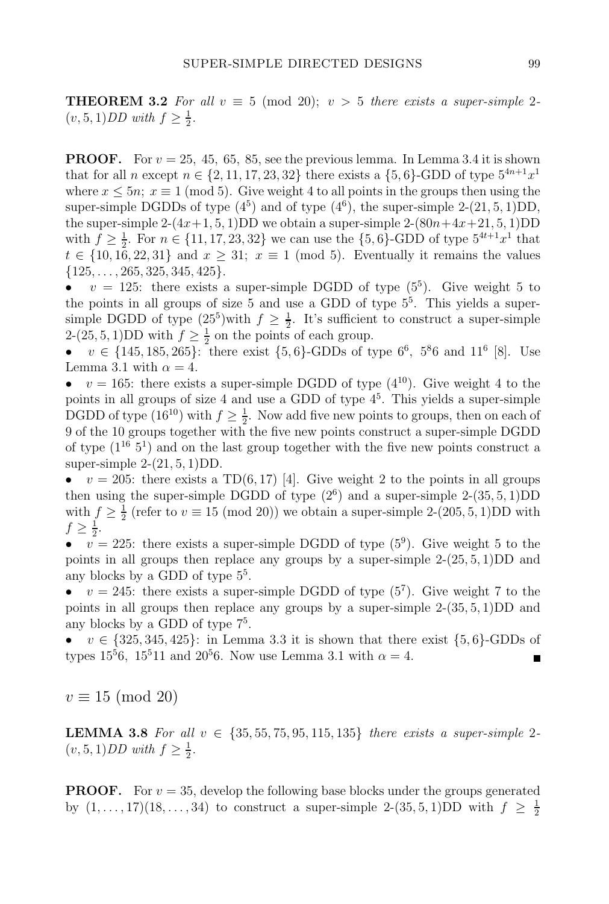**THEOREM 3.2** *For all $v \equiv 5 \pmod{20}$; $v > 5$ there exists a super-simple 2-$(v, 5, 1)$DD with $f \geq \frac{1}{2}$.*

**PROOF.** For $v = 25,\ 45,\ 65,\ 85$, see the previous lemma. In Lemma 3.4 it is shown that for all $n$ except $n \in \{2, 11, 17, 23, 32\}$ there exists a $\{5, 6\}$-GDD of type $5^{4n+1}x^1$ where $x \leq 5n$; $x \equiv 1 \pmod 5$. Give weight 4 to all points in the groups then using the super-simple DGDDs of type $(4^5)$ and of type $(4^6)$, the super-simple 2-$(21, 5, 1)$DD, the super-simple 2-$(4x+1, 5, 1)$DD we obtain a super-simple 2-$(80n+4x+21, 5, 1)$DD with $f \geq \frac{1}{2}$. For $n \in \{11, 17, 23, 32\}$ we can use the $\{5, 6\}$-GDD of type $5^{4t+1}x^1$ that $t \in \{10, 16, 22, 31\}$ and $x \geq 31$; $x \equiv 1 \pmod 5$. Eventually it remains the values $\{125, \ldots, 265, 325, 345, 425\}$.

- $v = 125$: there exists a super-simple DGDD of type $(5^5)$. Give weight 5 to the points in all groups of size 5 and use a GDD of type $5^5$. This yields a super-simple DGDD of type $(25^5)$with $f \geq \frac{1}{2}$. It's sufficient to construct a super-simple 2-$(25, 5, 1)$DD with $f \geq \frac{1}{2}$ on the points of each group.
- $v \in \{145, 185, 265\}$: there exist $\{5, 6\}$-GDDs of type $6^6$, $5^8 6$ and $11^6$ [8]. Use Lemma 3.1 with $\alpha = 4$.
- $v = 165$: there exists a super-simple DGDD of type $(4^{10})$. Give weight 4 to the points in all groups of size 4 and use a GDD of type $4^5$. This yields a super-simple DGDD of type $(16^{10})$ with $f \geq \frac{1}{2}$. Now add five new points to groups, then on each of 9 of the 10 groups together with the five new points construct a super-simple DGDD of type $(1^{16}\ 5^1)$ and on the last group together with the five new points construct a super-simple 2-$(21, 5, 1)$DD.
- $v = 205$: there exists a TD$(6, 17)$ [4]. Give weight 2 to the points in all groups then using the super-simple DGDD of type $(2^6)$ and a super-simple 2-$(35, 5, 1)$DD with $f \geq \frac{1}{2}$ (refer to $v \equiv 15 \pmod{20}$) we obtain a super-simple 2-$(205, 5, 1)$DD with $f \geq \frac{1}{2}$.
- $v = 225$: there exists a super-simple DGDD of type $(5^9)$. Give weight 5 to the points in all groups then replace any groups by a super-simple 2-$(25, 5, 1)$DD and any blocks by a GDD of type $5^5$.
- $v = 245$: there exists a super-simple DGDD of type $(5^7)$. Give weight 7 to the points in all groups then replace any groups by a super-simple 2-$(35, 5, 1)$DD and any blocks by a GDD of type $7^5$.
- $v \in \{325, 345, 425\}$: in Lemma 3.3 it is shown that there exist $\{5, 6\}$-GDDs of types $15^5 6$, $15^5 11$ and $20^5 6$. Now use Lemma 3.1 with $\alpha = 4$. ■

## $v \equiv 15 \pmod{20}$

**LEMMA 3.8** *For all $v \in \{35, 55, 75, 95, 115, 135\}$ there exists a super-simple 2-$(v, 5, 1)$DD with $f \geq \frac{1}{2}$.*

**PROOF.** For $v = 35$, develop the following base blocks under the groups generated by $(1, \ldots, 17)(18, \ldots, 34)$ to construct a super-simple 2-$(35, 5, 1)$DD with $f \geq \frac{1}{2}$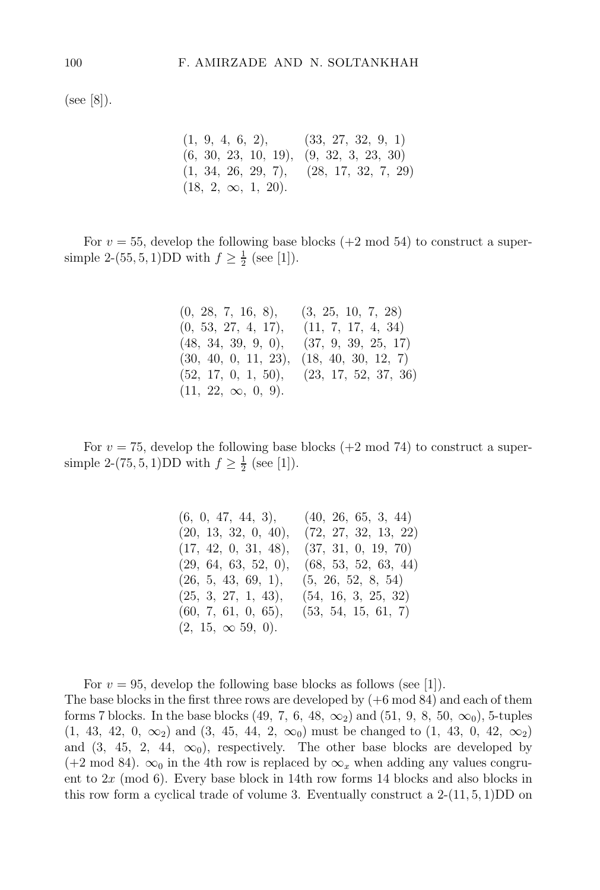(see [8]).

$$
\begin{array}{ll}
(1,\ 9,\ 4,\ 6,\ 2), & (33,\ 27,\ 32,\ 9,\ 1)\\
(6,\ 30,\ 23,\ 10,\ 19), & (9,\ 32,\ 3,\ 23,\ 30)\\
(1,\ 34,\ 26,\ 29,\ 7), & (28,\ 17,\ 32,\ 7,\ 29)\\
(18,\ 2,\ \infty,\ 1,\ 20). &
\end{array}
$$

For $v = 55$, develop the following base blocks (+2 mod 54) to construct a super-simple 2-$(55, 5, 1)$DD with $f \geq \frac{1}{2}$ (see [1]).

$$
\begin{array}{ll}
(0,\ 28,\ 7,\ 16,\ 8), & (3,\ 25,\ 10,\ 7,\ 28)\\
(0,\ 53,\ 27,\ 4,\ 17), & (11,\ 7,\ 17,\ 4,\ 34)\\
(48,\ 34,\ 39,\ 9,\ 0), & (37,\ 9,\ 39,\ 25,\ 17)\\
(30,\ 40,\ 0,\ 11,\ 23), & (18,\ 40,\ 30,\ 12,\ 7)\\
(52,\ 17,\ 0,\ 1,\ 50), & (23,\ 17,\ 52,\ 37,\ 36)\\
(11,\ 22,\ \infty,\ 0,\ 9). &
\end{array}
$$

For $v = 75$, develop the following base blocks (+2 mod 74) to construct a super-simple 2-$(75, 5, 1)$DD with $f \geq \frac{1}{2}$ (see [1]).

$$
\begin{array}{ll}
(6,\ 0,\ 47,\ 44,\ 3), & (40,\ 26,\ 65,\ 3,\ 44)\\
(20,\ 13,\ 32,\ 0,\ 40), & (72,\ 27,\ 32,\ 13,\ 22)\\
(17,\ 42,\ 0,\ 31,\ 48), & (37,\ 31,\ 0,\ 19,\ 70)\\
(29,\ 64,\ 63,\ 52,\ 0), & (68,\ 53,\ 52,\ 63,\ 44)\\
(26,\ 5,\ 43,\ 69,\ 1), & (5,\ 26,\ 52,\ 8,\ 54)\\
(25,\ 3,\ 27,\ 1,\ 43), & (54,\ 16,\ 3,\ 25,\ 32)\\
(60,\ 7,\ 61,\ 0,\ 65), & (53,\ 54,\ 15,\ 61,\ 7)\\
(2,\ 15,\ \infty\ 59,\ 0). &
\end{array}
$$

For $v = 95$, develop the following base blocks as follows (see [1]). The base blocks in the first three rows are developed by (+6 mod 84) and each of them forms 7 blocks. In the base blocks $(49, 7, 6, 48, \infty_2)$ and $(51, 9, 8, 50, \infty_0)$, 5-tuples $(1, 43, 42, 0, \infty_2)$ and $(3, 45, 44, 2, \infty_0)$ must be changed to $(1, 43, 0, 42, \infty_2)$ and $(3, 45, 2, 44, \infty_0)$, respectively. The other base blocks are developed by (+2 mod 84). $\infty_0$ in the 4th row is replaced by $\infty_x$ when adding any values congruent to $2x$ (mod 6). Every base block in 14th row forms 14 blocks and also blocks in this row form a cyclical trade of volume 3. Eventually construct a 2-$(11, 5, 1)$DD on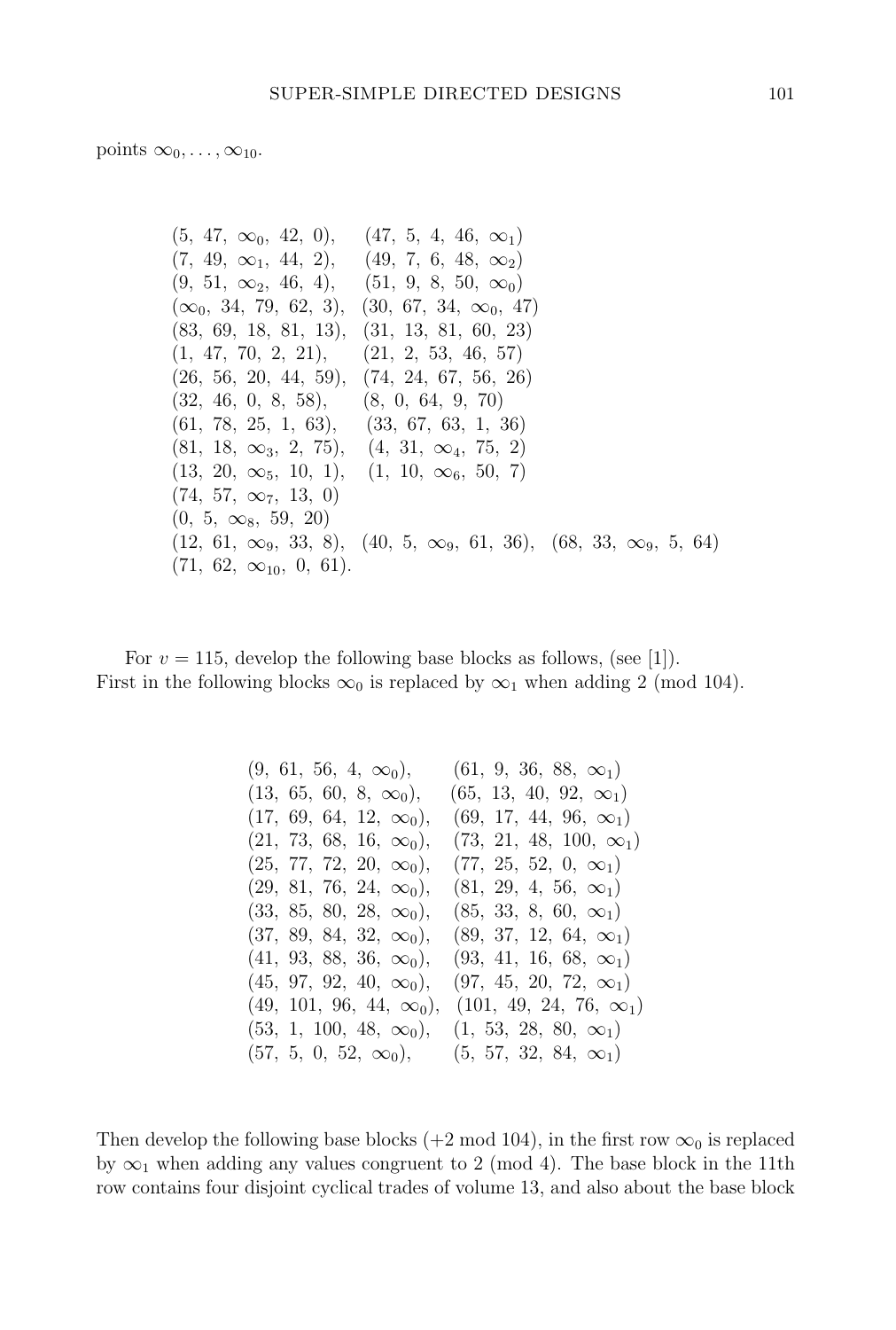points $\infty_0, \ldots, \infty_{10}$.

$(5,\ 47,\ \infty_0,\ 42,\ 0)$, $(47,\ 5,\ 4,\ 46,\ \infty_1)$
$(7,\ 49,\ \infty_1,\ 44,\ 2)$, $(49,\ 7,\ 6,\ 48,\ \infty_2)$
$(9,\ 51,\ \infty_2,\ 46,\ 4)$, $(51,\ 9,\ 8,\ 50,\ \infty_0)$
$(\infty_0,\ 34,\ 79,\ 62,\ 3)$, $(30,\ 67,\ 34,\ \infty_0,\ 47)$
$(83,\ 69,\ 18,\ 81,\ 13)$, $(31,\ 13,\ 81,\ 60,\ 23)$
$(1,\ 47,\ 70,\ 2,\ 21)$, $(21,\ 2,\ 53,\ 46,\ 57)$
$(26,\ 56,\ 20,\ 44,\ 59)$, $(74,\ 24,\ 67,\ 56,\ 26)$
$(32,\ 46,\ 0,\ 8,\ 58)$, $(8,\ 0,\ 64,\ 9,\ 70)$
$(61,\ 78,\ 25,\ 1,\ 63)$, $(33,\ 67,\ 63,\ 1,\ 36)$
$(81,\ 18,\ \infty_3,\ 2,\ 75)$, $(4,\ 31,\ \infty_4,\ 75,\ 2)$
$(13,\ 20,\ \infty_5,\ 10,\ 1)$, $(1,\ 10,\ \infty_6,\ 50,\ 7)$
$(74,\ 57,\ \infty_7,\ 13,\ 0)$
$(0,\ 5,\ \infty_8,\ 59,\ 20)$
$(12,\ 61,\ \infty_9,\ 33,\ 8)$, $(40,\ 5,\ \infty_9,\ 61,\ 36)$, $(68,\ 33,\ \infty_9,\ 5,\ 64)$
$(71,\ 62,\ \infty_{10},\ 0,\ 61)$.

For $v = 115$, develop the following base blocks as follows, (see [1]).
First in the following blocks $\infty_0$ is replaced by $\infty_1$ when adding 2 (mod 104).

$(9,\ 61,\ 56,\ 4,\ \infty_0)$, $(61,\ 9,\ 36,\ 88,\ \infty_1)$
$(13,\ 65,\ 60,\ 8,\ \infty_0)$, $(65,\ 13,\ 40,\ 92,\ \infty_1)$
$(17,\ 69,\ 64,\ 12,\ \infty_0)$, $(69,\ 17,\ 44,\ 96,\ \infty_1)$
$(21,\ 73,\ 68,\ 16,\ \infty_0)$, $(73,\ 21,\ 48,\ 100,\ \infty_1)$
$(25,\ 77,\ 72,\ 20,\ \infty_0)$, $(77,\ 25,\ 52,\ 0,\ \infty_1)$
$(29,\ 81,\ 76,\ 24,\ \infty_0)$, $(81,\ 29,\ 4,\ 56,\ \infty_1)$
$(33,\ 85,\ 80,\ 28,\ \infty_0)$, $(85,\ 33,\ 8,\ 60,\ \infty_1)$
$(37,\ 89,\ 84,\ 32,\ \infty_0)$, $(89,\ 37,\ 12,\ 64,\ \infty_1)$
$(41,\ 93,\ 88,\ 36,\ \infty_0)$, $(93,\ 41,\ 16,\ 68,\ \infty_1)$
$(45,\ 97,\ 92,\ 40,\ \infty_0)$, $(97,\ 45,\ 20,\ 72,\ \infty_1)$
$(49,\ 101,\ 96,\ 44,\ \infty_0)$, $(101,\ 49,\ 24,\ 76,\ \infty_1)$
$(53,\ 1,\ 100,\ 48,\ \infty_0)$, $(1,\ 53,\ 28,\ 80,\ \infty_1)$
$(57,\ 5,\ 0,\ 52,\ \infty_0)$, $(5,\ 57,\ 32,\ 84,\ \infty_1)$

Then develop the following base blocks (+2 mod 104), in the first row $\infty_0$ is replaced by $\infty_1$ when adding any values congruent to 2 (mod 4). The base block in the 11th row contains four disjoint cyclical trades of volume 13, and also about the base block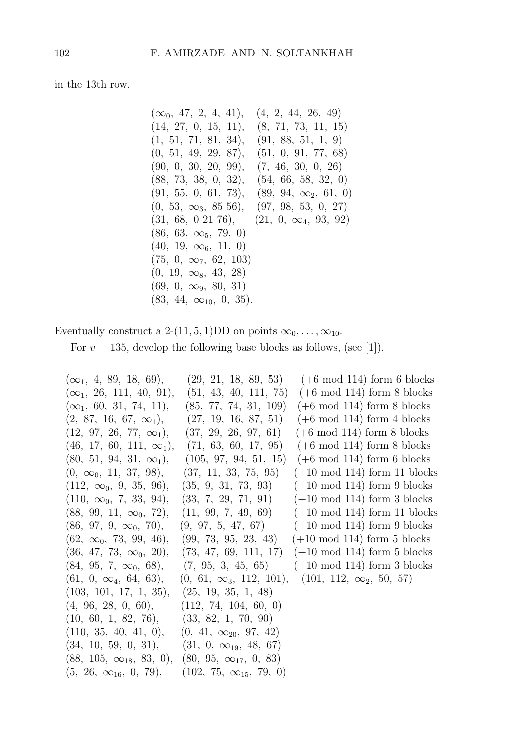in the 13th row.

$(\infty_0,\ 47,\ 2,\ 4,\ 41)$, $(4,\ 2,\ 44,\ 26,\ 49)$
$(14,\ 27,\ 0,\ 15,\ 11)$, $(8,\ 71,\ 73,\ 11,\ 15)$
$(1,\ 51,\ 71,\ 81,\ 34)$, $(91,\ 88,\ 51,\ 1,\ 9)$
$(0,\ 51,\ 49,\ 29,\ 87)$, $(51,\ 0,\ 91,\ 77,\ 68)$
$(90,\ 0,\ 30,\ 20,\ 99)$, $(7,\ 46,\ 30,\ 0,\ 26)$
$(88,\ 73,\ 38,\ 0,\ 32)$, $(54,\ 66,\ 58,\ 32,\ 0)$
$(91,\ 55,\ 0,\ 61,\ 73)$, $(89,\ 94,\ \infty_2,\ 61,\ 0)$
$(0,\ 53,\ \infty_3,\ 85\ 56)$, $(97,\ 98,\ 53,\ 0,\ 27)$
$(31,\ 68,\ 0\ 21\ 76)$, $(21,\ 0,\ \infty_4,\ 93,\ 92)$
$(86,\ 63,\ \infty_5,\ 79,\ 0)$
$(40,\ 19,\ \infty_6,\ 11,\ 0)$
$(75,\ 0,\ \infty_7,\ 62,\ 103)$
$(0,\ 19,\ \infty_8,\ 43,\ 28)$
$(69,\ 0,\ \infty_9,\ 80,\ 31)$
$(83,\ 44,\ \infty_{10},\ 0,\ 35)$.

Eventually construct a 2-$(11,5,1)$DD on points $\infty_0,\dots,\infty_{10}$.

For $v = 135$, develop the following base blocks as follows, (see [1]).

$(\infty_1,\ 4,\ 89,\ 18,\ 69)$, $(29,\ 21,\ 18,\ 89,\ 53)$ (+6 mod 114) form 6 blocks
$(\infty_1,\ 26,\ 111,\ 40,\ 91)$, $(51,\ 43,\ 40,\ 111,\ 75)$ (+6 mod 114) form 8 blocks
$(\infty_1,\ 60,\ 31,\ 74,\ 11)$, $(85,\ 77,\ 74,\ 31,\ 109)$ (+6 mod 114) form 8 blocks
$(2,\ 87,\ 16,\ 67,\ \infty_1)$, $(27,\ 19,\ 16,\ 87,\ 51)$ (+6 mod 114) form 4 blocks
$(12,\ 97,\ 26,\ 77,\ \infty_1)$, $(37,\ 29,\ 26,\ 97,\ 61)$ (+6 mod 114) form 8 blocks
$(46,\ 17,\ 60,\ 111,\ \infty_1)$, $(71,\ 63,\ 60,\ 17,\ 95)$ (+6 mod 114) form 8 blocks
$(80,\ 51,\ 94,\ 31,\ \infty_1)$, $(105,\ 97,\ 94,\ 51,\ 15)$ (+6 mod 114) form 6 blocks
$(0,\ \infty_0,\ 11,\ 37,\ 98)$, $(37,\ 11,\ 33,\ 75,\ 95)$ (+10 mod 114) form 11 blocks
$(112,\ \infty_0,\ 9,\ 35,\ 96)$, $(35,\ 9,\ 31,\ 73,\ 93)$ (+10 mod 114) form 9 blocks
$(110,\ \infty_0,\ 7,\ 33,\ 94)$, $(33,\ 7,\ 29,\ 71,\ 91)$ (+10 mod 114) form 3 blocks
$(88,\ 99,\ 11,\ \infty_0,\ 72)$, $(11,\ 99,\ 7,\ 49,\ 69)$ (+10 mod 114) form 11 blocks
$(86,\ 97,\ 9,\ \infty_0,\ 70)$, $(9,\ 97,\ 5,\ 47,\ 67)$ (+10 mod 114) form 9 blocks
$(62,\ \infty_0,\ 73,\ 99,\ 46)$, $(99,\ 73,\ 95,\ 23,\ 43)$ (+10 mod 114) form 5 blocks
$(36,\ 47,\ 73,\ \infty_0,\ 20)$, $(73,\ 47,\ 69,\ 111,\ 17)$ (+10 mod 114) form 5 blocks
$(84,\ 95,\ 7,\ \infty_0,\ 68)$, $(7,\ 95,\ 3,\ 45,\ 65)$ (+10 mod 114) form 3 blocks
$(61,\ 0,\ \infty_4,\ 64,\ 63)$, $(0,\ 61,\ \infty_3,\ 112,\ 101)$, $(101,\ 112,\ \infty_2,\ 50,\ 57)$
$(103,\ 101,\ 17,\ 1,\ 35)$, $(25,\ 19,\ 35,\ 1,\ 48)$
$(4,\ 96,\ 28,\ 0,\ 60)$, $(112,\ 74,\ 104,\ 60,\ 0)$
$(10,\ 60,\ 1,\ 82,\ 76)$, $(33,\ 82,\ 1,\ 70,\ 90)$
$(110,\ 35,\ 40,\ 41,\ 0)$, $(0,\ 41,\ \infty_{20},\ 97,\ 42)$
$(34,\ 10,\ 59,\ 0,\ 31)$, $(31,\ 0,\ \infty_{19},\ 48,\ 67)$
$(88,\ 105,\ \infty_{18},\ 83,\ 0)$, $(80,\ 95,\ \infty_{17},\ 0,\ 83)$
$(5,\ 26,\ \infty_{16},\ 0,\ 79)$, $(102,\ 75,\ \infty_{15},\ 79,\ 0)$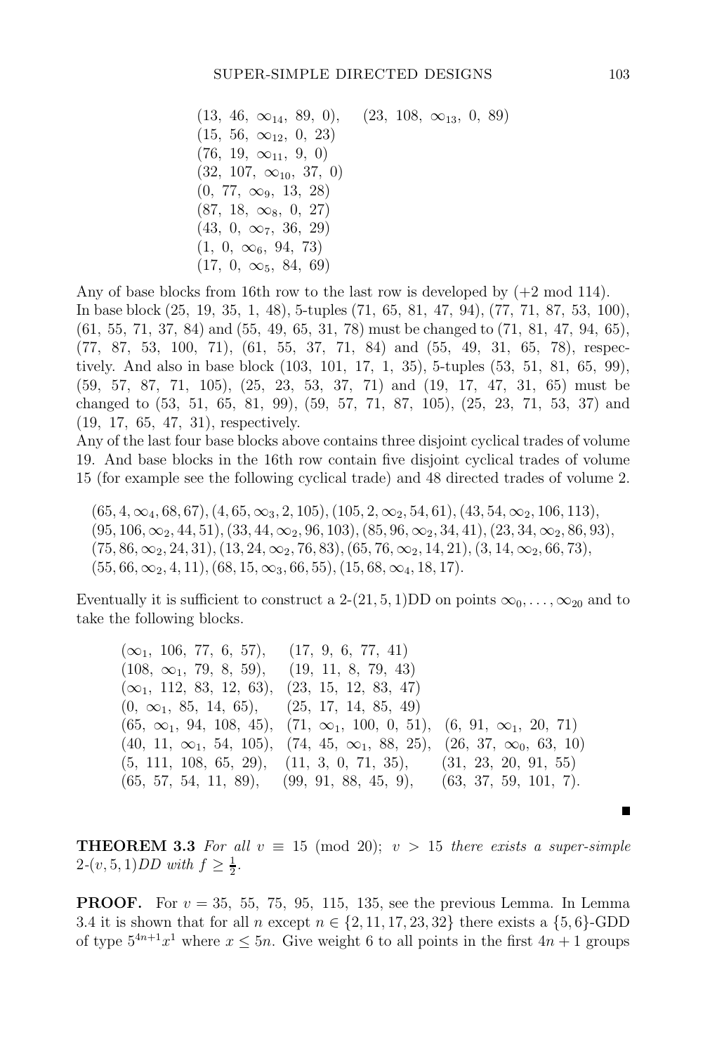$(13,\ 46,\ \infty_{14},\ 89,\ 0)$,  $(23,\ 108,\ \infty_{13},\ 0,\ 89)$
$(15,\ 56,\ \infty_{12},\ 0,\ 23)$
$(76,\ 19,\ \infty_{11},\ 9,\ 0)$
$(32,\ 107,\ \infty_{10},\ 37,\ 0)$
$(0,\ 77,\ \infty_{9},\ 13,\ 28)$
$(87,\ 18,\ \infty_{8},\ 0,\ 27)$
$(43,\ 0,\ \infty_{7},\ 36,\ 29)$
$(1,\ 0,\ \infty_{6},\ 94,\ 73)$
$(17,\ 0,\ \infty_{5},\ 84,\ 69)$

Any of base blocks from 16th row to the last row is developed by (+2 mod 114).
In base block (25, 19, 35, 1, 48), 5-tuples (71, 65, 81, 47, 94), (77, 71, 87, 53, 100), (61, 55, 71, 37, 84) and (55, 49, 65, 31, 78) must be changed to (71, 81, 47, 94, 65), (77, 87, 53, 100, 71), (61, 55, 37, 71, 84) and (55, 49, 31, 65, 78), respectively. And also in base block (103, 101, 17, 1, 35), 5-tuples (53, 51, 81, 65, 99), (59, 57, 87, 71, 105), (25, 23, 53, 37, 71) and (19, 17, 47, 31, 65) must be changed to (53, 51, 65, 81, 99), (59, 57, 71, 87, 105), (25, 23, 71, 53, 37) and (19, 17, 65, 47, 31), respectively.
Any of the last four base blocks above contains three disjoint cyclical trades of volume 19. And base blocks in the 16th row contain five disjoint cyclical trades of volume 15 (for example see the following cyclical trade) and 48 directed trades of volume 2.

$(65, 4, \infty_4, 68, 67), (4, 65, \infty_3, 2, 105), (105, 2, \infty_2, 54, 61), (43, 54, \infty_2, 106, 113),$
$(95, 106, \infty_2, 44, 51), (33, 44, \infty_2, 96, 103), (85, 96, \infty_2, 34, 41), (23, 34, \infty_2, 86, 93),$
$(75, 86, \infty_2, 24, 31), (13, 24, \infty_2, 76, 83), (65, 76, \infty_2, 14, 21), (3, 14, \infty_2, 66, 73),$
$(55, 66, \infty_2, 4, 11), (68, 15, \infty_3, 66, 55), (15, 68, \infty_4, 18, 17).$

Eventually it is sufficient to construct a 2-(21, 5, 1)DD on points $\infty_0, \ldots, \infty_{20}$ and to take the following blocks.

$(\infty_1,\ 106,\ 77,\ 6,\ 57)$,  $(17,\ 9,\ 6,\ 77,\ 41)$
$(108,\ \infty_1,\ 79,\ 8,\ 59)$,  $(19,\ 11,\ 8,\ 79,\ 43)$
$(\infty_1,\ 112,\ 83,\ 12,\ 63)$,  $(23,\ 15,\ 12,\ 83,\ 47)$
$(0,\ \infty_1,\ 85,\ 14,\ 65)$,  $(25,\ 17,\ 14,\ 85,\ 49)$
$(65,\ \infty_1,\ 94,\ 108,\ 45)$,  $(71,\ \infty_1,\ 100,\ 0,\ 51)$,  $(6,\ 91,\ \infty_1,\ 20,\ 71)$
$(40,\ 11,\ \infty_1,\ 54,\ 105)$,  $(74,\ 45,\ \infty_1,\ 88,\ 25)$,  $(26,\ 37,\ \infty_0,\ 63,\ 10)$
$(5,\ 111,\ 108,\ 65,\ 29)$,  $(11,\ 3,\ 0,\ 71,\ 35)$,  $(31,\ 23,\ 20,\ 91,\ 55)$
$(65,\ 57,\ 54,\ 11,\ 89)$,  $(99,\ 91,\ 88,\ 45,\ 9)$,  $(63,\ 37,\ 59,\ 101,\ 7)$.

■

**THEOREM 3.3** *For all $v \equiv 15 \pmod{20}$; $v > 15$ there exists a super-simple 2-$(v, 5, 1)$DD with $f \geq \frac{1}{2}$.*

**PROOF.** For $v = 35,\ 55,\ 75,\ 95,\ 115,\ 135$, see the previous Lemma. In Lemma 3.4 it is shown that for all $n$ except $n \in \{2, 11, 17, 23, 32\}$ there exists a $\{5, 6\}$-GDD of type $5^{4n+1}x^1$ where $x \leq 5n$. Give weight 6 to all points in the first $4n+1$ groups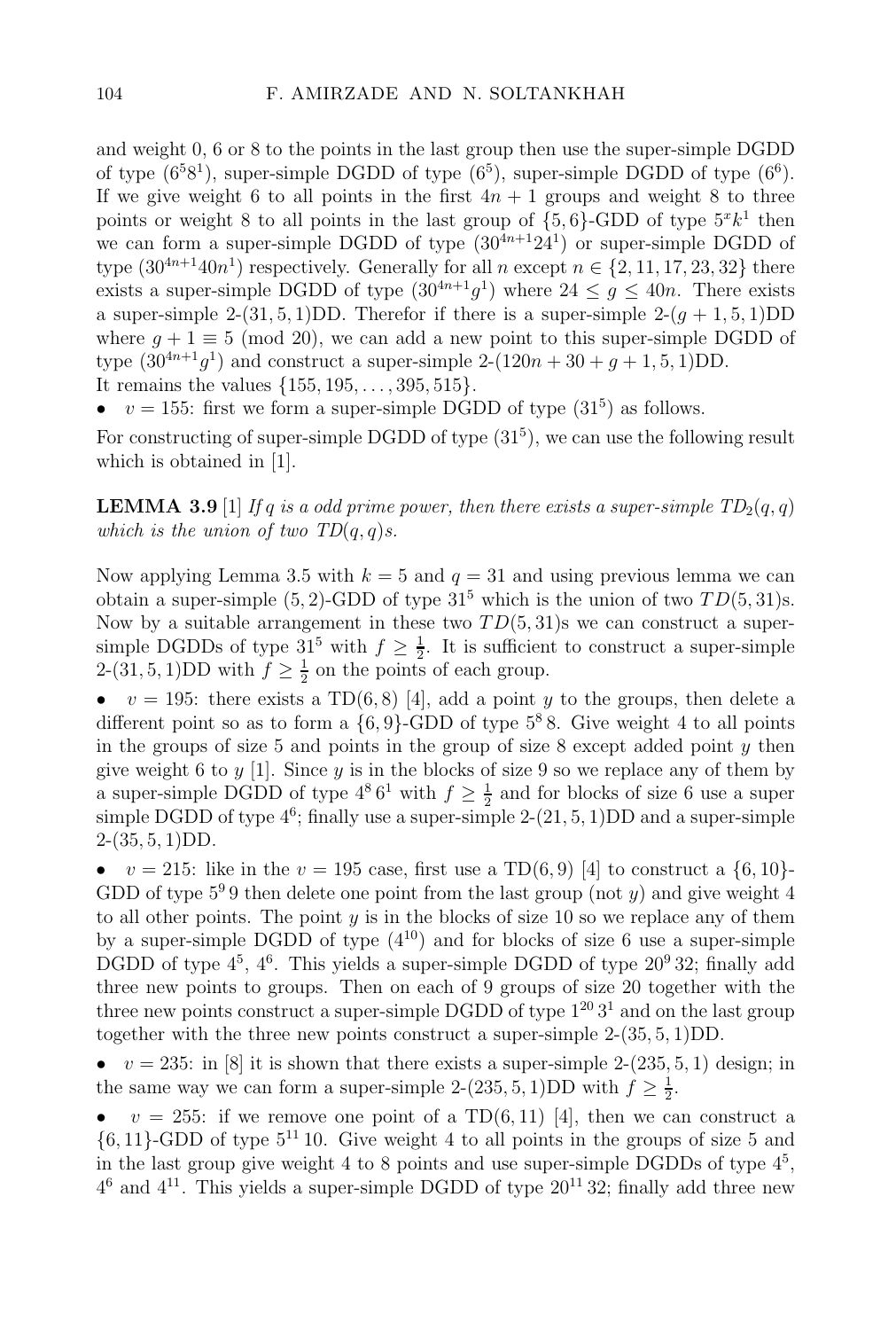and weight 0, 6 or 8 to the points in the last group then use the super-simple DGDD of type $(6^5 8^1)$, super-simple DGDD of type $(6^5)$, super-simple DGDD of type $(6^6)$. If we give weight 6 to all points in the first $4n+1$ groups and weight 8 to three points or weight 8 to all points in the last group of $\{5,6\}$-GDD of type $5^x k^1$ then we can form a super-simple DGDD of type $(30^{4n+1} 24^1)$ or super-simple DGDD of type $(30^{4n+1} 40n^1)$ respectively. Generally for all $n$ except $n \in \{2, 11, 17, 23, 32\}$ there exists a super-simple DGDD of type $(30^{4n+1} g^1)$ where $24 \leq g \leq 40n$. There exists a super-simple 2-$(31, 5, 1)$DD. Therefor if there is a super-simple 2-$(g+1, 5, 1)$DD where $g + 1 \equiv 5 \pmod{20}$, we can add a new point to this super-simple DGDD of type $(30^{4n+1} g^1)$ and construct a super-simple 2-$(120n + 30 + g + 1, 5, 1)$DD.
It remains the values $\{155, 195, \ldots, 395, 515\}$.

- $v = 155$: first we form a super-simple DGDD of type $(31^5)$ as follows.

For constructing of super-simple DGDD of type $(31^5)$, we can use the following result which is obtained in [1].

**LEMMA 3.9** [1] *If $q$ is a odd prime power, then there exists a super-simple $TD_2(q, q)$ which is the union of two $TD(q, q)$s.*

Now applying Lemma 3.5 with $k = 5$ and $q = 31$ and using previous lemma we can obtain a super-simple $(5, 2)$-GDD of type $31^5$ which is the union of two $TD(5, 31)$s. Now by a suitable arrangement in these two $TD(5, 31)$s we can construct a super-simple DGDDs of type $31^5$ with $f \geq \frac{1}{2}$. It is sufficient to construct a super-simple 2-$(31, 5, 1)$DD with $f \geq \frac{1}{2}$ on the points of each group.

- $v = 195$: there exists a TD$(6, 8)$ [4], add a point $y$ to the groups, then delete a different point so as to form a $\{6, 9\}$-GDD of type $5^8\,8$. Give weight 4 to all points in the groups of size 5 and points in the group of size 8 except added point $y$ then give weight 6 to $y$ [1]. Since $y$ is in the blocks of size 9 so we replace any of them by a super-simple DGDD of type $4^8\,6^1$ with $f \geq \frac{1}{2}$ and for blocks of size 6 use a super simple DGDD of type $4^6$; finally use a super-simple 2-$(21, 5, 1)$DD and a super-simple 2-$(35, 5, 1)$DD.

- $v = 215$: like in the $v = 195$ case, first use a TD$(6, 9)$ [4] to construct a $\{6, 10\}$-GDD of type $5^9\,9$ then delete one point from the last group (not $y$) and give weight 4 to all other points. The point $y$ is in the blocks of size 10 so we replace any of them by a super-simple DGDD of type $(4^{10})$ and for blocks of size 6 use a super-simple DGDD of type $4^5$, $4^6$. This yields a super-simple DGDD of type $20^9\,32$; finally add three new points to groups. Then on each of 9 groups of size 20 together with the three new points construct a super-simple DGDD of type $1^{20}\,3^1$ and on the last group together with the three new points construct a super-simple 2-$(35, 5, 1)$DD.

- $v = 235$: in [8] it is shown that there exists a super-simple 2-$(235, 5, 1)$ design; in the same way we can form a super-simple 2-$(235, 5, 1)$DD with $f \geq \frac{1}{2}$.

- $v = 255$: if we remove one point of a TD$(6, 11)$ [4], then we can construct a $\{6, 11\}$-GDD of type $5^{11}\,10$. Give weight 4 to all points in the groups of size 5 and in the last group give weight 4 to 8 points and use super-simple DGDDs of type $4^5$, $4^6$ and $4^{11}$. This yields a super-simple DGDD of type $20^{11}\,32$; finally add three new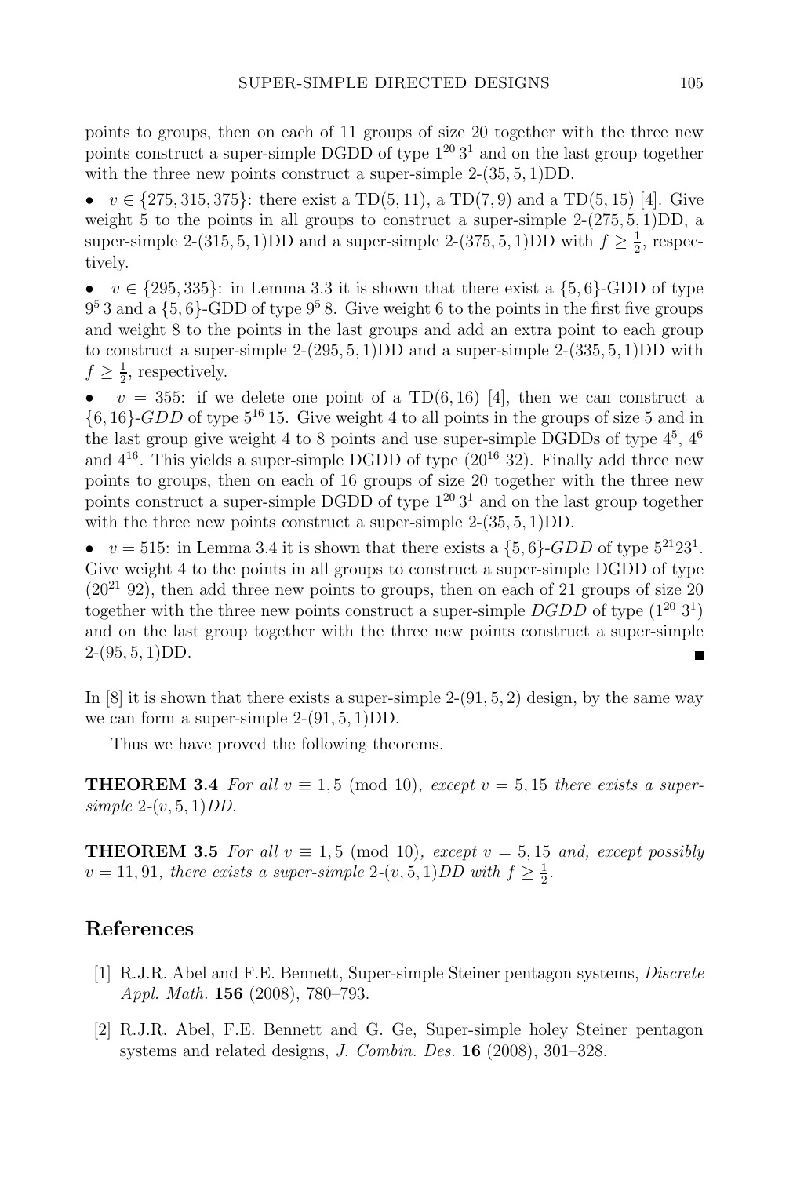points to groups, then on each of 11 groups of size 20 together with the three new points construct a super-simple DGDD of type $1^{20}\,3^1$ and on the last group together with the three new points construct a super-simple 2-$(35, 5, 1)$DD.

- $v \in \{275, 315, 375\}$: there exist a TD$(5, 11)$, a TD$(7, 9)$ and a TD$(5, 15)$ [4]. Give weight 5 to the points in all groups to construct a super-simple 2-$(275, 5, 1)$DD, a super-simple 2-$(315, 5, 1)$DD and a super-simple 2-$(375, 5, 1)$DD with $f \geq \frac{1}{2}$, respectively.

- $v \in \{295, 335\}$: in Lemma 3.3 it is shown that there exist a $\{5, 6\}$-GDD of type $9^5\,3$ and a $\{5, 6\}$-GDD of type $9^5\,8$. Give weight 6 to the points in the first five groups and weight 8 to the points in the last groups and add an extra point to each group to construct a super-simple 2-$(295, 5, 1)$DD and a super-simple 2-$(335, 5, 1)$DD with $f \geq \frac{1}{2}$, respectively.

- $v = 355$: if we delete one point of a TD$(6, 16)$ [4], then we can construct a $\{6, 16\}$-*GDD* of type $5^{16}\,15$. Give weight 4 to all points in the groups of size 5 and in the last group give weight 4 to 8 points and use super-simple DGDDs of type $4^5$, $4^6$ and $4^{16}$. This yields a super-simple DGDD of type $(20^{16}\,32)$. Finally add three new points to groups, then on each of 16 groups of size 20 together with the three new points construct a super-simple DGDD of type $1^{20}\,3^1$ and on the last group together with the three new points construct a super-simple 2-$(35, 5, 1)$DD.

- $v = 515$: in Lemma 3.4 it is shown that there exists a $\{5, 6\}$-*GDD* of type $5^{21}23^1$. Give weight 4 to the points in all groups to construct a super-simple DGDD of type $(20^{21}\,92)$, then add three new points to groups, then on each of 21 groups of size 20 together with the three new points construct a super-simple *DGDD* of type $(1^{20}\,3^1)$ and on the last group together with the three new points construct a super-simple 2-$(95, 5, 1)$DD. ∎

In [8] it is shown that there exists a super-simple 2-$(91, 5, 2)$ design, by the same way we can form a super-simple 2-$(91, 5, 1)$DD.

Thus we have proved the following theorems.

**THEOREM 3.4** *For all $v \equiv 1, 5 \pmod{10}$, except $v = 5, 15$ there exists a super-simple 2-$(v, 5, 1)$DD.*

**THEOREM 3.5** *For all $v \equiv 1, 5 \pmod{10}$, except $v = 5, 15$ and, except possibly $v = 11, 91$, there exists a super-simple 2-$(v, 5, 1)$DD with $f \geq \frac{1}{2}$.*

## References

[1] R.J.R. Abel and F.E. Bennett, Super-simple Steiner pentagon systems, *Discrete Appl. Math.* **156** (2008), 780–793.

[2] R.J.R. Abel, F.E. Bennett and G. Ge, Super-simple holey Steiner pentagon systems and related designs, *J. Combin. Des.* **16** (2008), 301–328.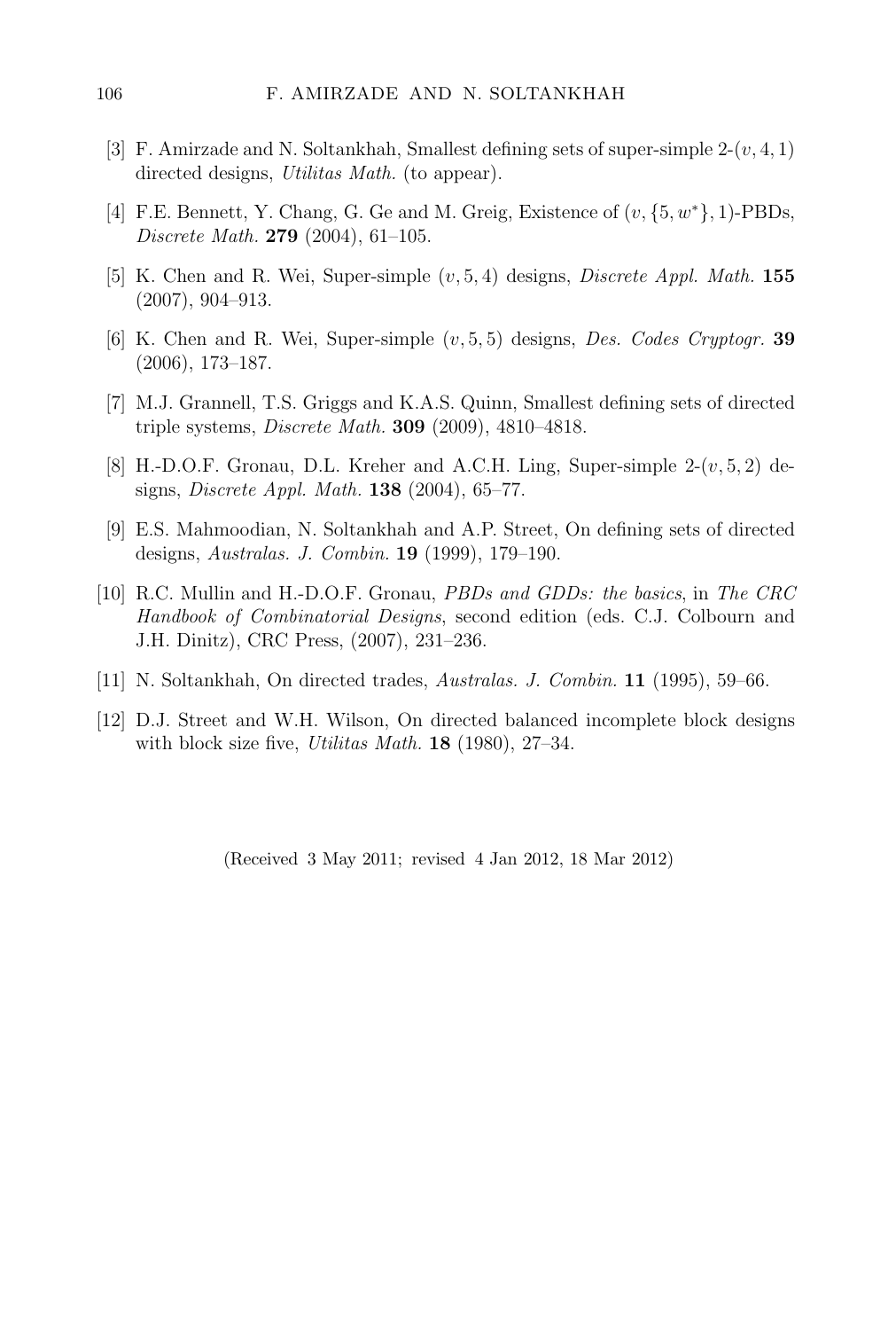[3] F. Amirzade and N. Soltankhah, Smallest defining sets of super-simple 2-$(v, 4, 1)$ directed designs, *Utilitas Math.* (to appear).

[4] F.E. Bennett, Y. Chang, G. Ge and M. Greig, Existence of $(v, \{5, w^*\}, 1)$-PBDs, *Discrete Math.* **279** (2004), 61–105.

[5] K. Chen and R. Wei, Super-simple $(v, 5, 4)$ designs, *Discrete Appl. Math.* **155** (2007), 904–913.

[6] K. Chen and R. Wei, Super-simple $(v, 5, 5)$ designs, *Des. Codes Cryptogr.* **39** (2006), 173–187.

[7] M.J. Grannell, T.S. Griggs and K.A.S. Quinn, Smallest defining sets of directed triple systems, *Discrete Math.* **309** (2009), 4810–4818.

[8] H.-D.O.F. Gronau, D.L. Kreher and A.C.H. Ling, Super-simple 2-$(v, 5, 2)$ designs, *Discrete Appl. Math.* **138** (2004), 65–77.

[9] E.S. Mahmoodian, N. Soltankhah and A.P. Street, On defining sets of directed designs, *Australas. J. Combin.* **19** (1999), 179–190.

[10] R.C. Mullin and H.-D.O.F. Gronau, *PBDs and GDDs: the basics*, in *The CRC Handbook of Combinatorial Designs*, second edition (eds. C.J. Colbourn and J.H. Dinitz), CRC Press, (2007), 231–236.

[11] N. Soltankhah, On directed trades, *Australas. J. Combin.* **11** (1995), 59–66.

[12] D.J. Street and W.H. Wilson, On directed balanced incomplete block designs with block size five, *Utilitas Math.* **18** (1980), 27–34.

(Received 3 May 2011; revised 4 Jan 2012, 18 Mar 2012)